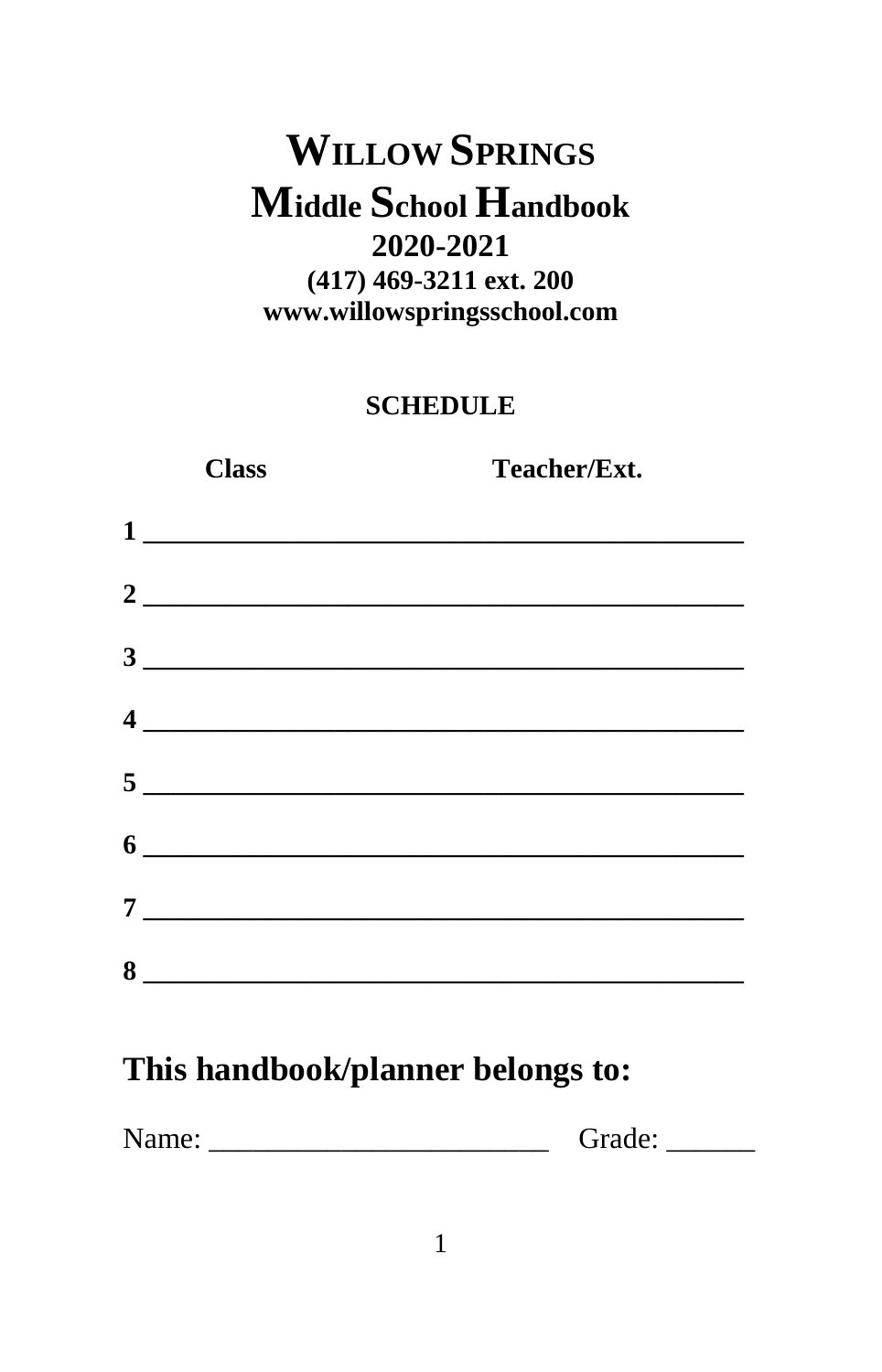# Willow Springs Middle School Handbook

## 2020-2021

**(417) 469-3211 ext. 200**
**www.willowspringsschool.com**

**SCHEDULE**

| | Class | Teacher/Ext. |
|---|---|---|
| 1 | | |
| 2 | | |
| 3 | | |
| 4 | | |
| 5 | | |
| 6 | | |
| 7 | | |
| 8 | | |

## This handbook/planner belongs to:

Name: ________________________ Grade: ______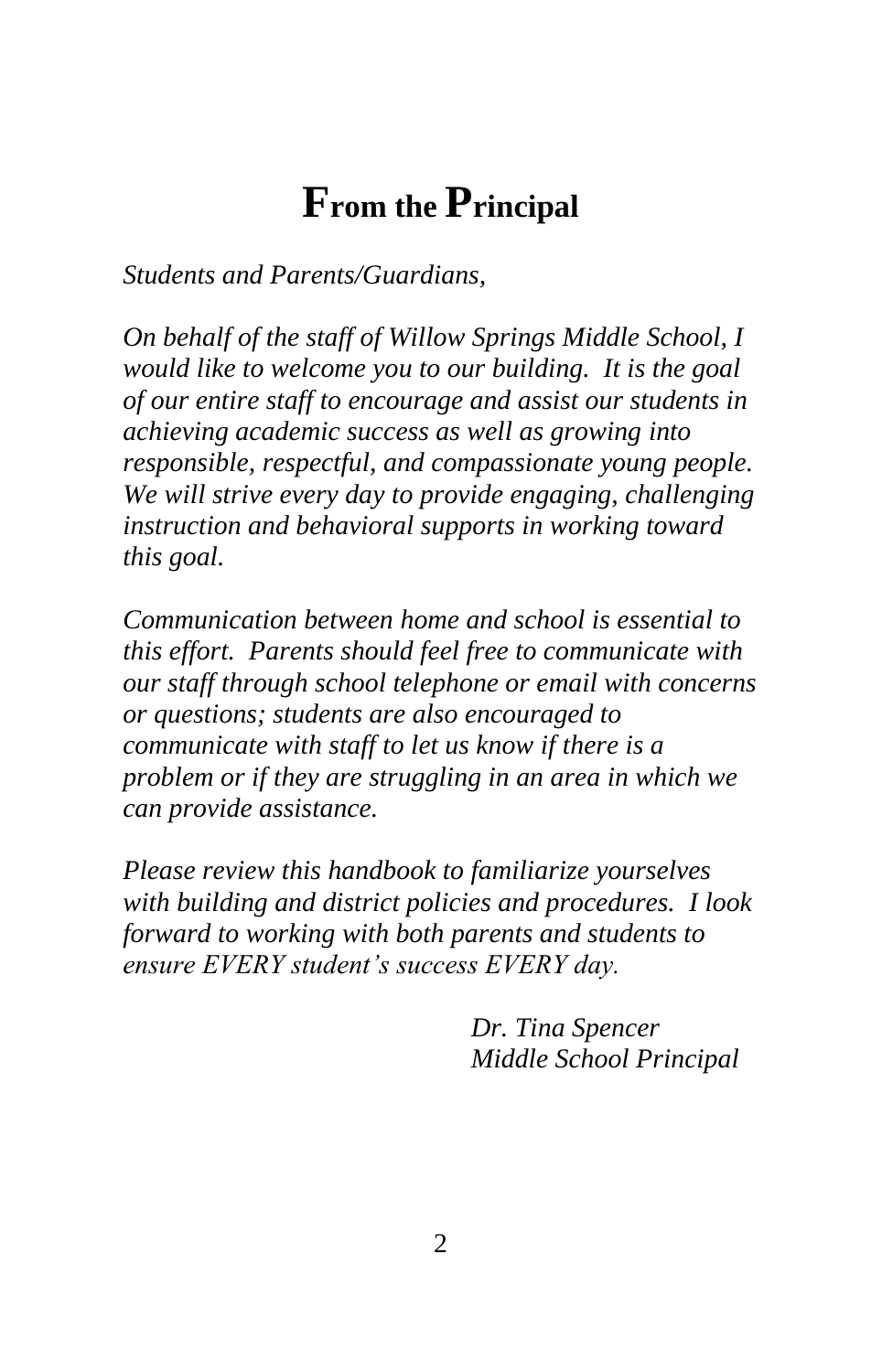# From the Principal

*Students and Parents/Guardians,*

*On behalf of the staff of Willow Springs Middle School, I would like to welcome you to our building. It is the goal of our entire staff to encourage and assist our students in achieving academic success as well as growing into responsible, respectful, and compassionate young people. We will strive every day to provide engaging, challenging instruction and behavioral supports in working toward this goal.*

*Communication between home and school is essential to this effort. Parents should feel free to communicate with our staff through school telephone or email with concerns or questions; students are also encouraged to communicate with staff to let us know if there is a problem or if they are struggling in an area in which we can provide assistance.*

*Please review this handbook to familiarize yourselves with building and district policies and procedures. I look forward to working with both parents and students to ensure EVERY student's success EVERY day.*

*Dr. Tina Spencer*
*Middle School Principal*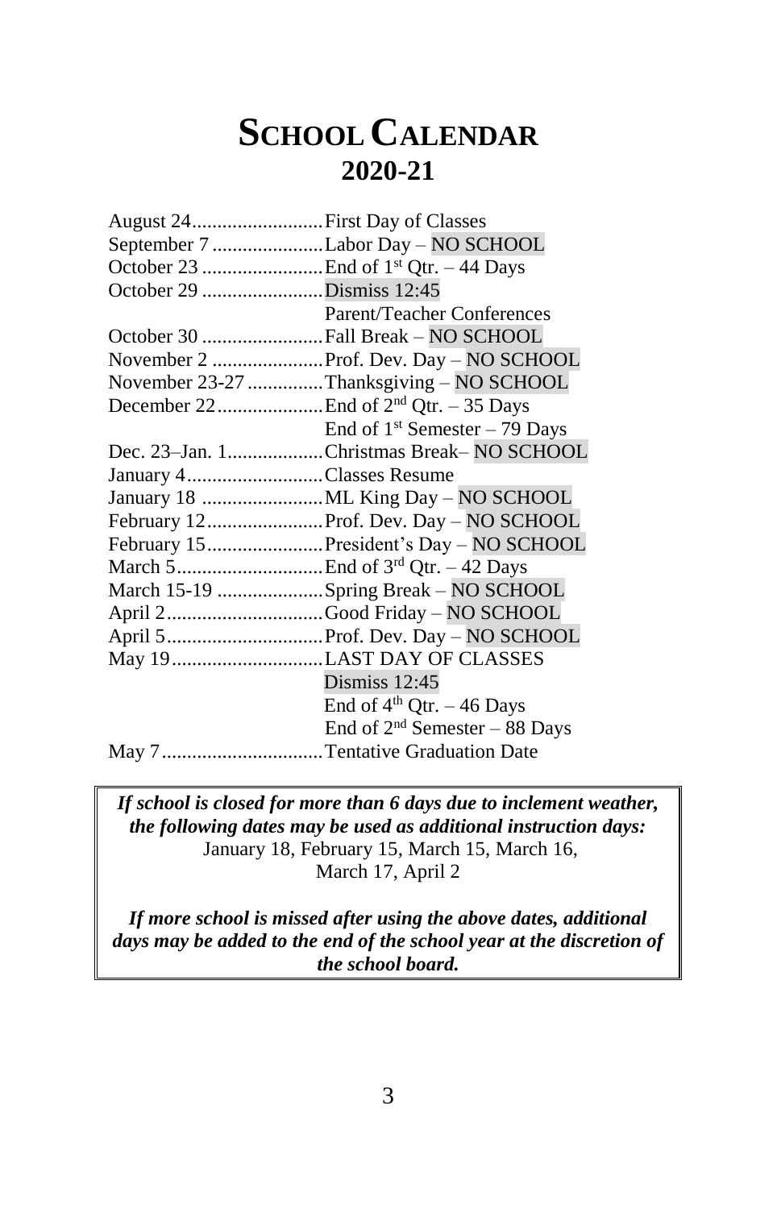# School Calendar
## 2020-21

| Date | Event |
|---|---|
| August 24 | First Day of Classes |
| September 7 | Labor Day – NO SCHOOL |
| October 23 | End of 1st Qtr. – 44 Days |
| October 29 | Dismiss 12:45<br>Parent/Teacher Conferences |
| October 30 | Fall Break – NO SCHOOL |
| November 2 | Prof. Dev. Day – NO SCHOOL |
| November 23-27 | Thanksgiving – NO SCHOOL |
| December 22 | End of 2nd Qtr. – 35 Days<br>End of 1st Semester – 79 Days |
| Dec. 23–Jan. 1 | Christmas Break– NO SCHOOL |
| January 4 | Classes Resume |
| January 18 | ML King Day – NO SCHOOL |
| February 12 | Prof. Dev. Day – NO SCHOOL |
| February 15 | President's Day – NO SCHOOL |
| March 5 | End of 3rd Qtr. – 42 Days |
| March 15-19 | Spring Break – NO SCHOOL |
| April 2 | Good Friday – NO SCHOOL |
| April 5 | Prof. Dev. Day – NO SCHOOL |
| May 19 | LAST DAY OF CLASSES<br>Dismiss 12:45<br>End of 4th Qtr. – 46 Days<br>End of 2nd Semester – 88 Days |
| May 7 | Tentative Graduation Date |

***If school is closed for more than 6 days due to inclement weather, the following dates may be used as additional instruction days:***
January 18, February 15, March 15, March 16, March 17, April 2

***If more school is missed after using the above dates, additional days may be added to the end of the school year at the discretion of the school board.***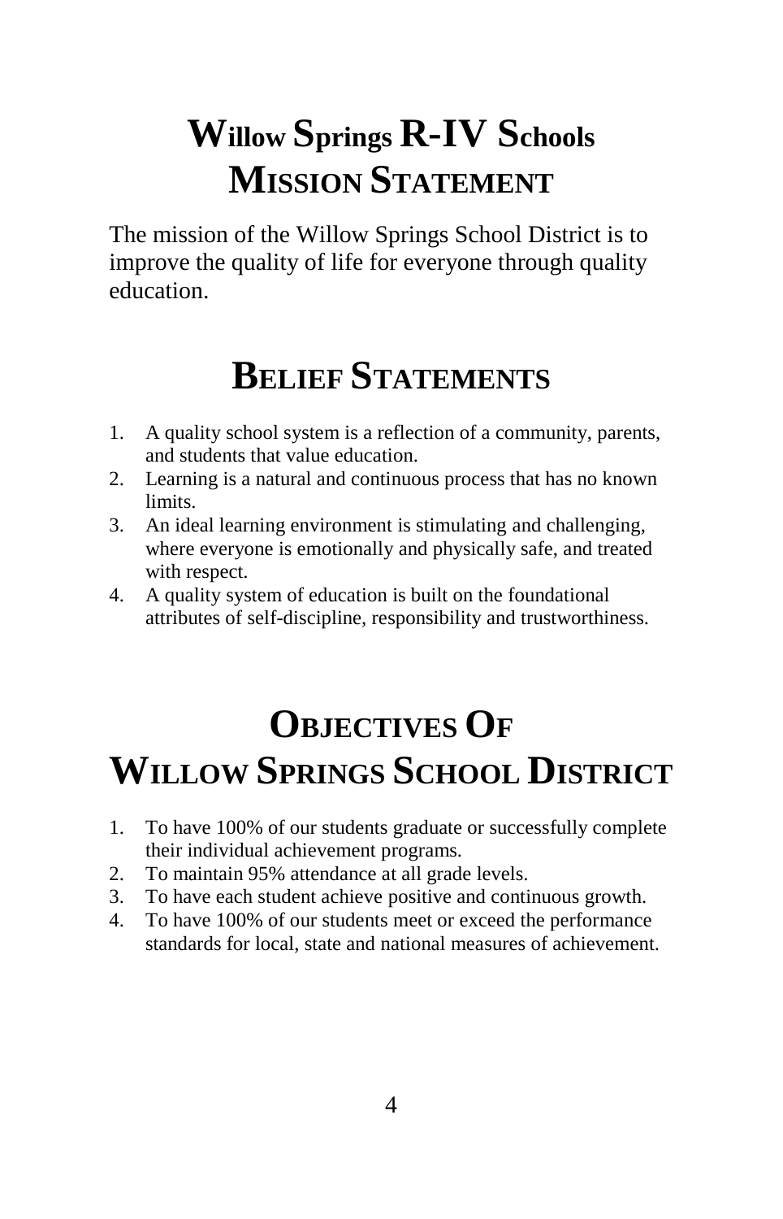# Willow Springs R-IV Schools
# Mission Statement

The mission of the Willow Springs School District is to improve the quality of life for everyone through quality education.

# Belief Statements

1. A quality school system is a reflection of a community, parents, and students that value education.
2. Learning is a natural and continuous process that has no known limits.
3. An ideal learning environment is stimulating and challenging, where everyone is emotionally and physically safe, and treated with respect.
4. A quality system of education is built on the foundational attributes of self-discipline, responsibility and trustworthiness.

# Objectives Of
# Willow Springs School District

1. To have 100% of our students graduate or successfully complete their individual achievement programs.
2. To maintain 95% attendance at all grade levels.
3. To have each student achieve positive and continuous growth.
4. To have 100% of our students meet or exceed the performance standards for local, state and national measures of achievement.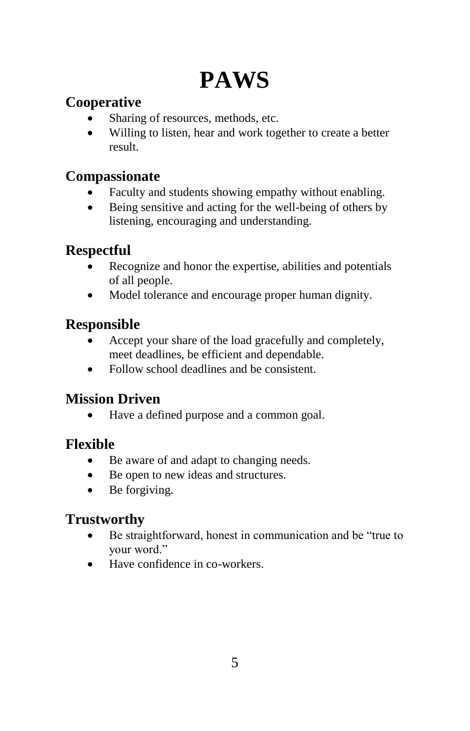# PAWS

## Cooperative

- Sharing of resources, methods, etc.
- Willing to listen, hear and work together to create a better result.

## Compassionate

- Faculty and students showing empathy without enabling.
- Being sensitive and acting for the well-being of others by listening, encouraging and understanding.

## Respectful

- Recognize and honor the expertise, abilities and potentials of all people.
- Model tolerance and encourage proper human dignity.

## Responsible

- Accept your share of the load gracefully and completely, meet deadlines, be efficient and dependable.
- Follow school deadlines and be consistent.

## Mission Driven

- Have a defined purpose and a common goal.

## Flexible

- Be aware of and adapt to changing needs.
- Be open to new ideas and structures.
- Be forgiving.

## Trustworthy

- Be straightforward, honest in communication and be "true to your word."
- Have confidence in co-workers.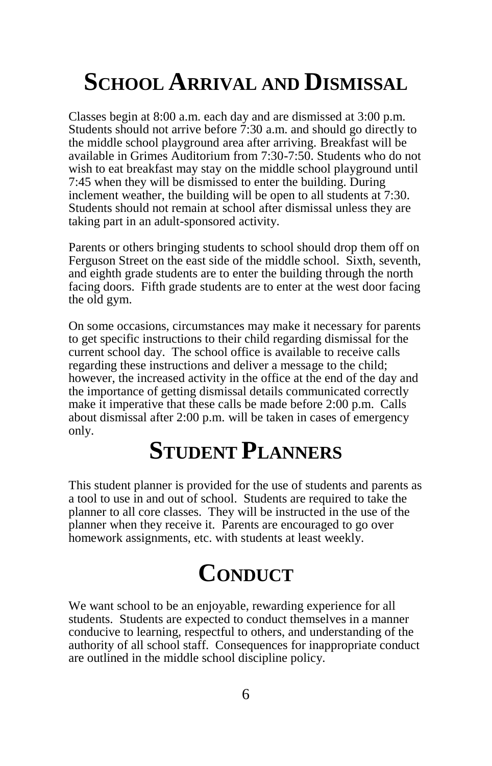# School Arrival and Dismissal

Classes begin at 8:00 a.m. each day and are dismissed at 3:00 p.m. Students should not arrive before 7:30 a.m. and should go directly to the middle school playground area after arriving. Breakfast will be available in Grimes Auditorium from 7:30-7:50. Students who do not wish to eat breakfast may stay on the middle school playground until 7:45 when they will be dismissed to enter the building. During inclement weather, the building will be open to all students at 7:30. Students should not remain at school after dismissal unless they are taking part in an adult-sponsored activity.

Parents or others bringing students to school should drop them off on Ferguson Street on the east side of the middle school. Sixth, seventh, and eighth grade students are to enter the building through the north facing doors. Fifth grade students are to enter at the west door facing the old gym.

On some occasions, circumstances may make it necessary for parents to get specific instructions to their child regarding dismissal for the current school day. The school office is available to receive calls regarding these instructions and deliver a message to the child; however, the increased activity in the office at the end of the day and the importance of getting dismissal details communicated correctly make it imperative that these calls be made before 2:00 p.m. Calls about dismissal after 2:00 p.m. will be taken in cases of emergency only.

# Student Planners

This student planner is provided for the use of students and parents as a tool to use in and out of school. Students are required to take the planner to all core classes. They will be instructed in the use of the planner when they receive it. Parents are encouraged to go over homework assignments, etc. with students at least weekly.

# Conduct

We want school to be an enjoyable, rewarding experience for all students. Students are expected to conduct themselves in a manner conducive to learning, respectful to others, and understanding of the authority of all school staff. Consequences for inappropriate conduct are outlined in the middle school discipline policy.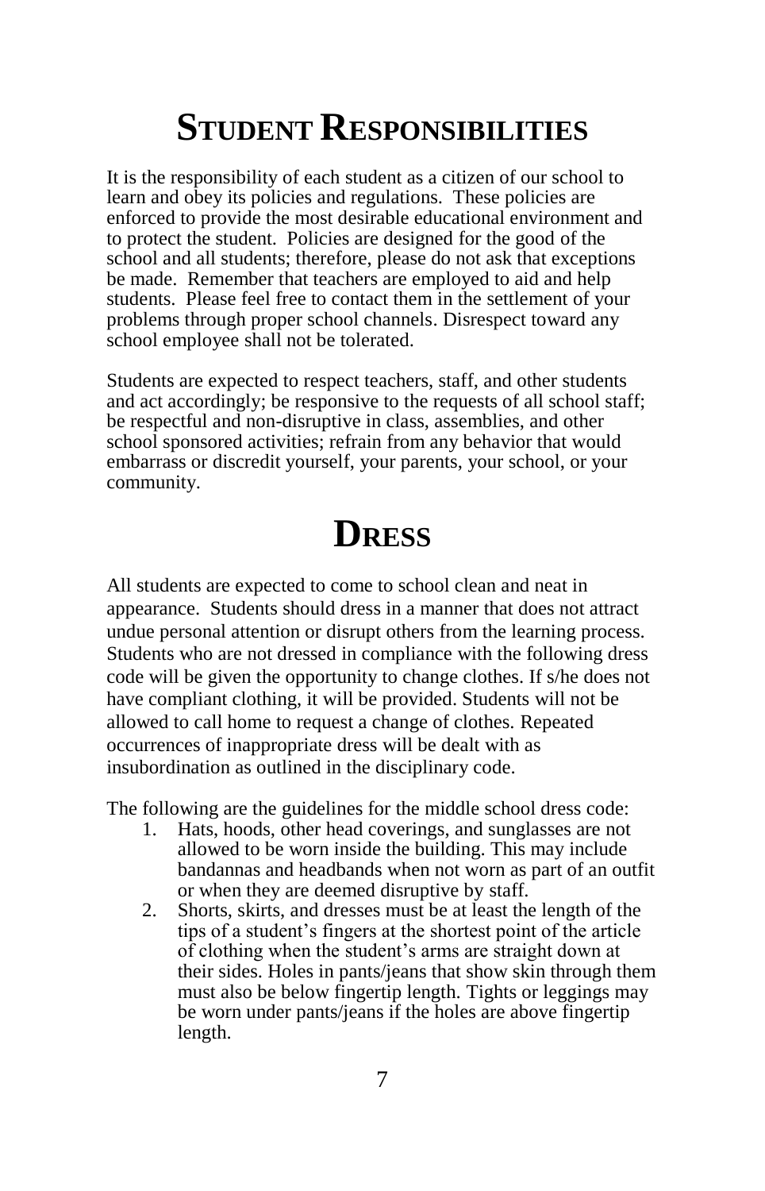# Student Responsibilities

It is the responsibility of each student as a citizen of our school to learn and obey its policies and regulations. These policies are enforced to provide the most desirable educational environment and to protect the student. Policies are designed for the good of the school and all students; therefore, please do not ask that exceptions be made. Remember that teachers are employed to aid and help students. Please feel free to contact them in the settlement of your problems through proper school channels. Disrespect toward any school employee shall not be tolerated.

Students are expected to respect teachers, staff, and other students and act accordingly; be responsive to the requests of all school staff; be respectful and non-disruptive in class, assemblies, and other school sponsored activities; refrain from any behavior that would embarrass or discredit yourself, your parents, your school, or your community.

# Dress

All students are expected to come to school clean and neat in appearance. Students should dress in a manner that does not attract undue personal attention or disrupt others from the learning process. Students who are not dressed in compliance with the following dress code will be given the opportunity to change clothes. If s/he does not have compliant clothing, it will be provided. Students will not be allowed to call home to request a change of clothes. Repeated occurrences of inappropriate dress will be dealt with as insubordination as outlined in the disciplinary code.

The following are the guidelines for the middle school dress code:

1. Hats, hoods, other head coverings, and sunglasses are not allowed to be worn inside the building. This may include bandannas and headbands when not worn as part of an outfit or when they are deemed disruptive by staff.
2. Shorts, skirts, and dresses must be at least the length of the tips of a student's fingers at the shortest point of the article of clothing when the student's arms are straight down at their sides. Holes in pants/jeans that show skin through them must also be below fingertip length. Tights or leggings may be worn under pants/jeans if the holes are above fingertip length.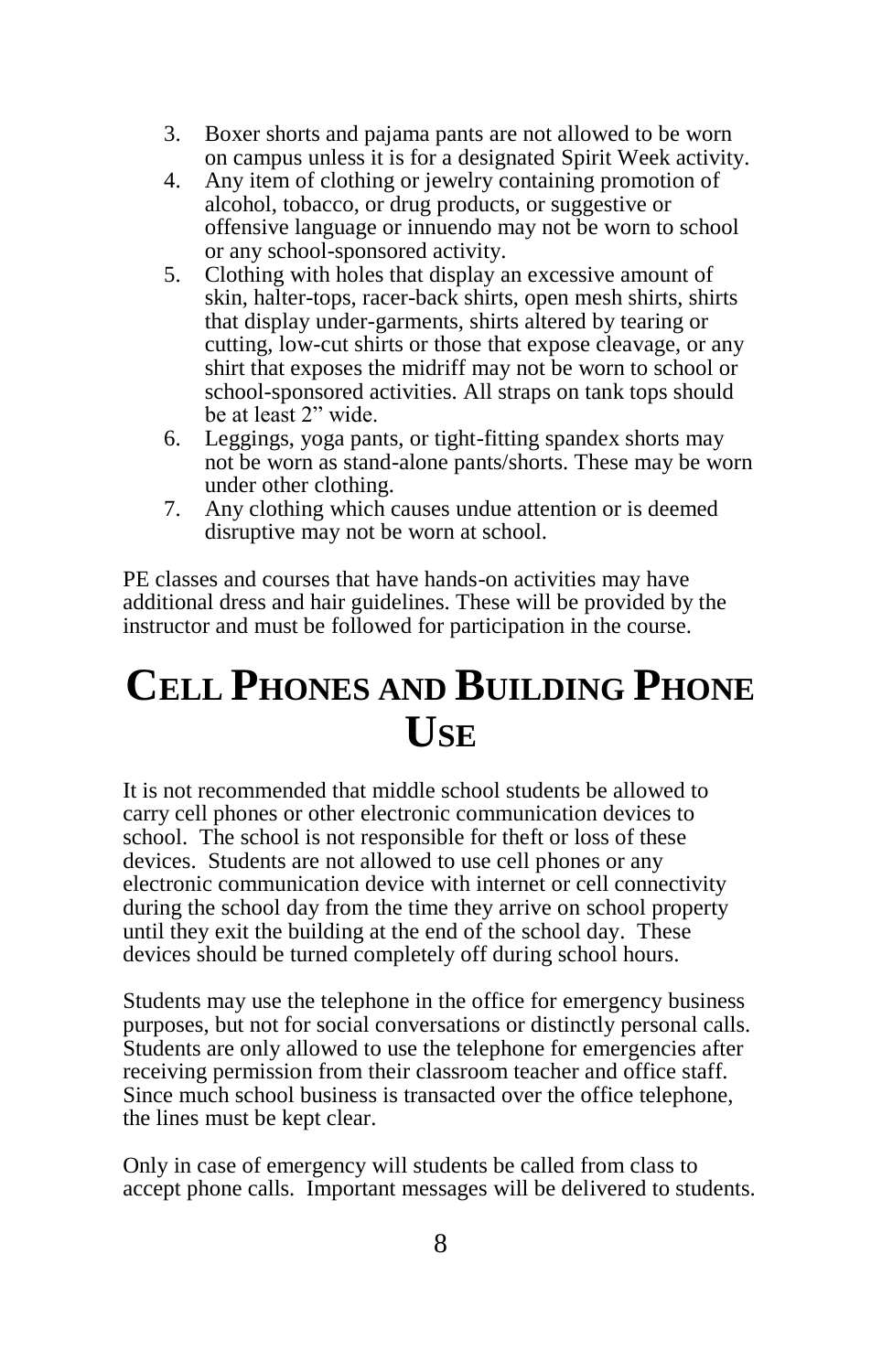3. Boxer shorts and pajama pants are not allowed to be worn on campus unless it is for a designated Spirit Week activity.
4. Any item of clothing or jewelry containing promotion of alcohol, tobacco, or drug products, or suggestive or offensive language or innuendo may not be worn to school or any school-sponsored activity.
5. Clothing with holes that display an excessive amount of skin, halter-tops, racer-back shirts, open mesh shirts, shirts that display under-garments, shirts altered by tearing or cutting, low-cut shirts or those that expose cleavage, or any shirt that exposes the midriff may not be worn to school or school-sponsored activities. All straps on tank tops should be at least 2" wide.
6. Leggings, yoga pants, or tight-fitting spandex shorts may not be worn as stand-alone pants/shorts. These may be worn under other clothing.
7. Any clothing which causes undue attention or is deemed disruptive may not be worn at school.

PE classes and courses that have hands-on activities may have additional dress and hair guidelines. These will be provided by the instructor and must be followed for participation in the course.

# Cell Phones and Building Phone Use

It is not recommended that middle school students be allowed to carry cell phones or other electronic communication devices to school. The school is not responsible for theft or loss of these devices. Students are not allowed to use cell phones or any electronic communication device with internet or cell connectivity during the school day from the time they arrive on school property until they exit the building at the end of the school day. These devices should be turned completely off during school hours.

Students may use the telephone in the office for emergency business purposes, but not for social conversations or distinctly personal calls. Students are only allowed to use the telephone for emergencies after receiving permission from their classroom teacher and office staff. Since much school business is transacted over the office telephone, the lines must be kept clear.

Only in case of emergency will students be called from class to accept phone calls. Important messages will be delivered to students.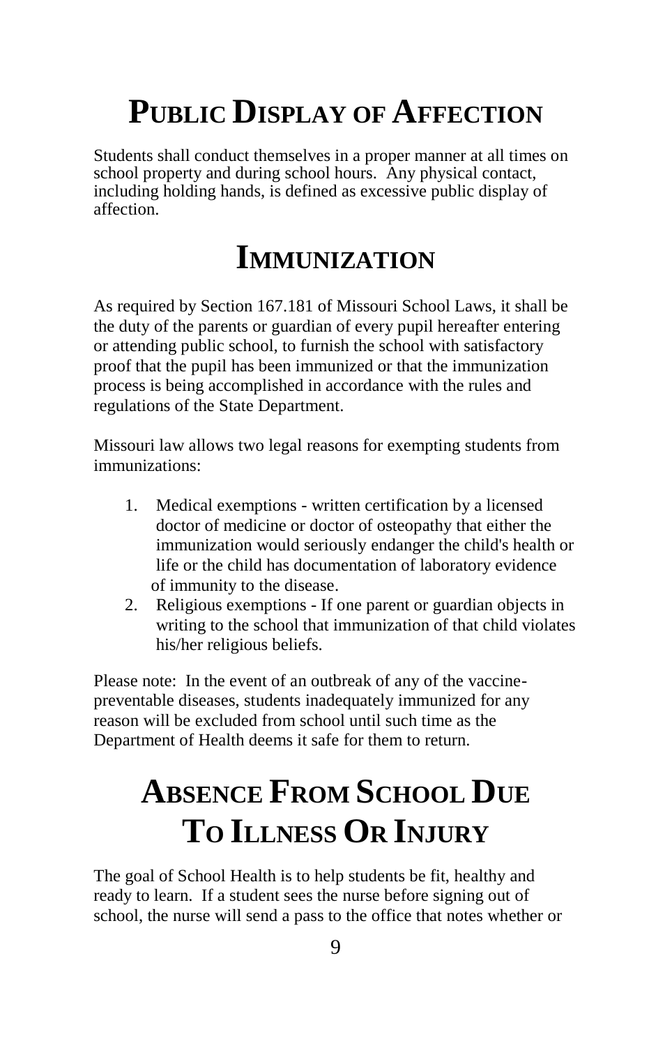# Public Display of Affection

Students shall conduct themselves in a proper manner at all times on school property and during school hours. Any physical contact, including holding hands, is defined as excessive public display of affection.

# Immunization

As required by Section 167.181 of Missouri School Laws, it shall be the duty of the parents or guardian of every pupil hereafter entering or attending public school, to furnish the school with satisfactory proof that the pupil has been immunized or that the immunization process is being accomplished in accordance with the rules and regulations of the State Department.

Missouri law allows two legal reasons for exempting students from immunizations:

1. Medical exemptions - written certification by a licensed doctor of medicine or doctor of osteopathy that either the immunization would seriously endanger the child's health or life or the child has documentation of laboratory evidence of immunity to the disease.
2. Religious exemptions - If one parent or guardian objects in writing to the school that immunization of that child violates his/her religious beliefs.

Please note: In the event of an outbreak of any of the vaccine-preventable diseases, students inadequately immunized for any reason will be excluded from school until such time as the Department of Health deems it safe for them to return.

# Absence From School Due To Illness Or Injury

The goal of School Health is to help students be fit, healthy and ready to learn. If a student sees the nurse before signing out of school, the nurse will send a pass to the office that notes whether or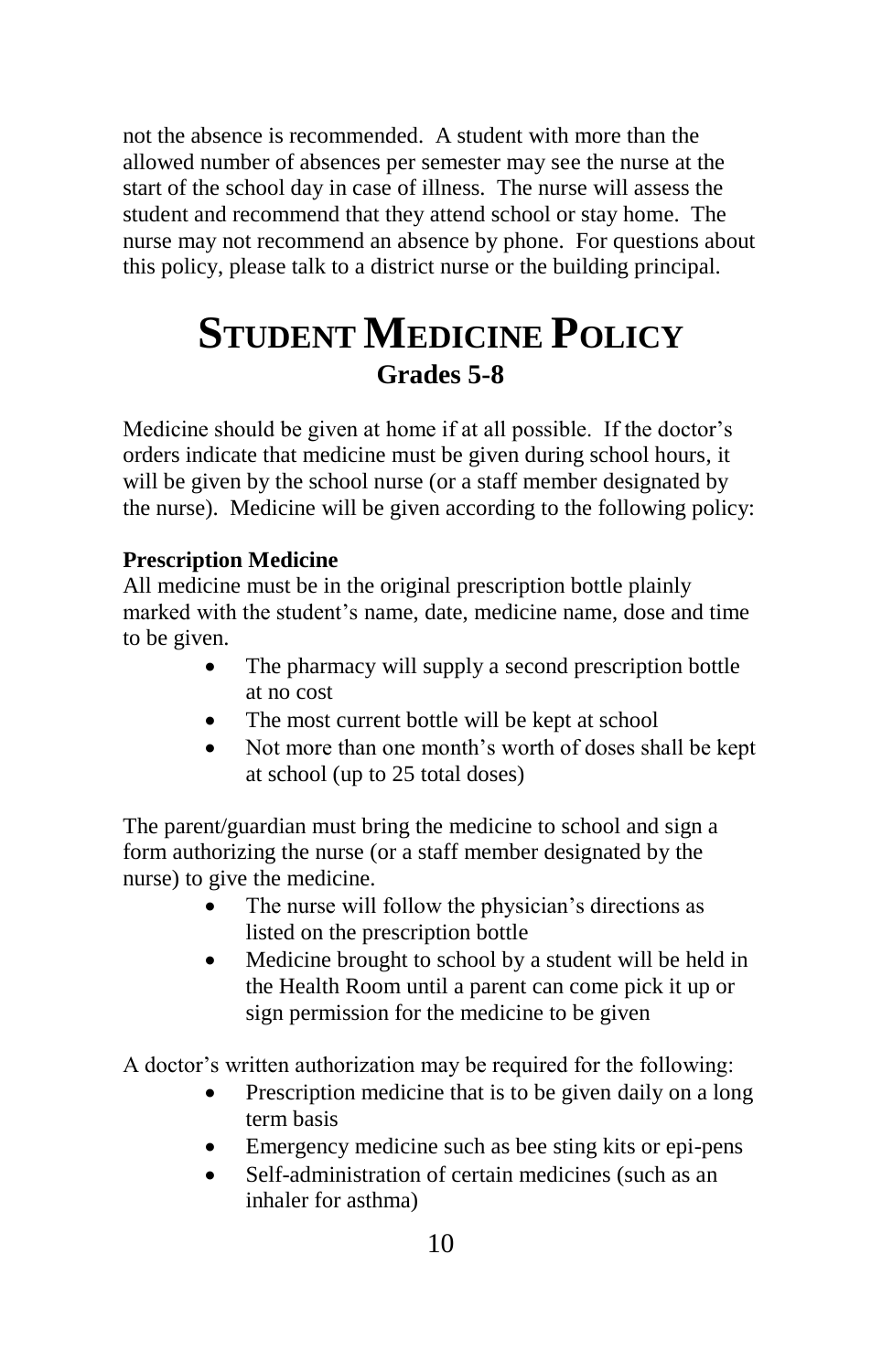not the absence is recommended. A student with more than the allowed number of absences per semester may see the nurse at the start of the school day in case of illness. The nurse will assess the student and recommend that they attend school or stay home. The nurse may not recommend an absence by phone. For questions about this policy, please talk to a district nurse or the building principal.

# STUDENT MEDICINE POLICY

## Grades 5-8

Medicine should be given at home if at all possible. If the doctor's orders indicate that medicine must be given during school hours, it will be given by the school nurse (or a staff member designated by the nurse). Medicine will be given according to the following policy:

**Prescription Medicine**

All medicine must be in the original prescription bottle plainly marked with the student's name, date, medicine name, dose and time to be given.

- The pharmacy will supply a second prescription bottle at no cost
- The most current bottle will be kept at school
- Not more than one month's worth of doses shall be kept at school (up to 25 total doses)

The parent/guardian must bring the medicine to school and sign a form authorizing the nurse (or a staff member designated by the nurse) to give the medicine.

- The nurse will follow the physician's directions as listed on the prescription bottle
- Medicine brought to school by a student will be held in the Health Room until a parent can come pick it up or sign permission for the medicine to be given

A doctor's written authorization may be required for the following:

- Prescription medicine that is to be given daily on a long term basis
- Emergency medicine such as bee sting kits or epi-pens
- Self-administration of certain medicines (such as an inhaler for asthma)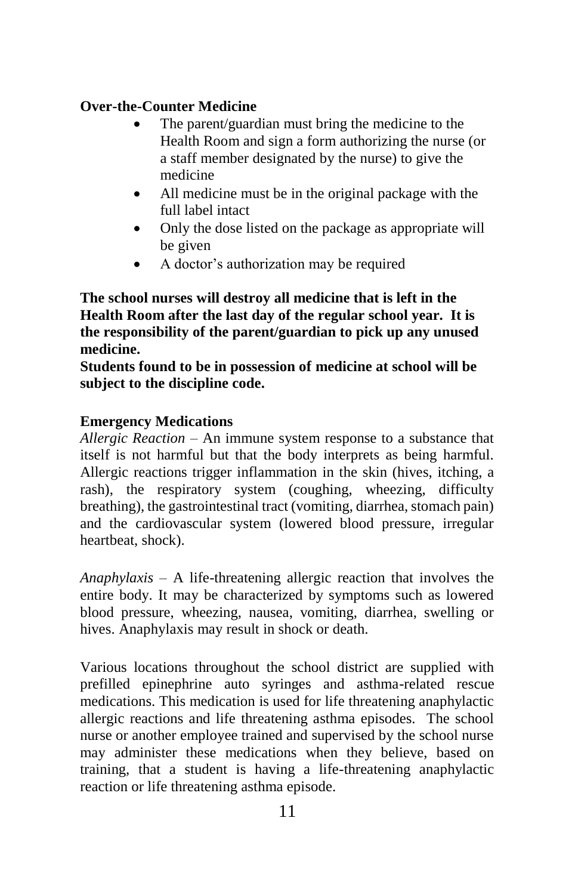**Over-the-Counter Medicine**

- The parent/guardian must bring the medicine to the Health Room and sign a form authorizing the nurse (or a staff member designated by the nurse) to give the medicine
- All medicine must be in the original package with the full label intact
- Only the dose listed on the package as appropriate will be given
- A doctor's authorization may be required

**The school nurses will destroy all medicine that is left in the Health Room after the last day of the regular school year. It is the responsibility of the parent/guardian to pick up any unused medicine.**
**Students found to be in possession of medicine at school will be subject to the discipline code.**

**Emergency Medications**

*Allergic Reaction* – An immune system response to a substance that itself is not harmful but that the body interprets as being harmful. Allergic reactions trigger inflammation in the skin (hives, itching, a rash), the respiratory system (coughing, wheezing, difficulty breathing), the gastrointestinal tract (vomiting, diarrhea, stomach pain) and the cardiovascular system (lowered blood pressure, irregular heartbeat, shock).

*Anaphylaxis* – A life-threatening allergic reaction that involves the entire body. It may be characterized by symptoms such as lowered blood pressure, wheezing, nausea, vomiting, diarrhea, swelling or hives. Anaphylaxis may result in shock or death.

Various locations throughout the school district are supplied with prefilled epinephrine auto syringes and asthma-related rescue medications. This medication is used for life threatening anaphylactic allergic reactions and life threatening asthma episodes. The school nurse or another employee trained and supervised by the school nurse may administer these medications when they believe, based on training, that a student is having a life-threatening anaphylactic reaction or life threatening asthma episode.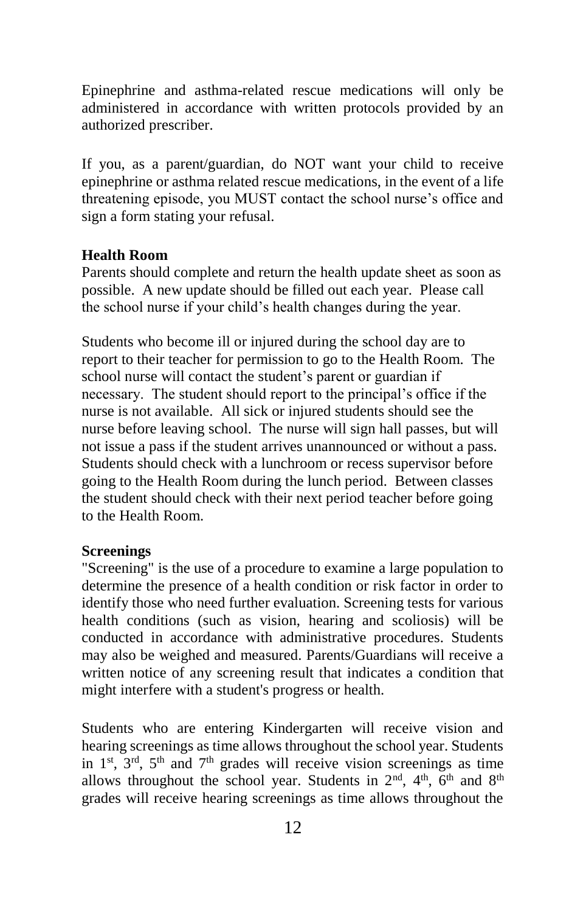Epinephrine and asthma-related rescue medications will only be administered in accordance with written protocols provided by an authorized prescriber.

If you, as a parent/guardian, do NOT want your child to receive epinephrine or asthma related rescue medications, in the event of a life threatening episode, you MUST contact the school nurse's office and sign a form stating your refusal.

**Health Room**

Parents should complete and return the health update sheet as soon as possible. A new update should be filled out each year. Please call the school nurse if your child's health changes during the year.

Students who become ill or injured during the school day are to report to their teacher for permission to go to the Health Room. The school nurse will contact the student's parent or guardian if necessary. The student should report to the principal's office if the nurse is not available. All sick or injured students should see the nurse before leaving school. The nurse will sign hall passes, but will not issue a pass if the student arrives unannounced or without a pass. Students should check with a lunchroom or recess supervisor before going to the Health Room during the lunch period. Between classes the student should check with their next period teacher before going to the Health Room.

**Screenings**

"Screening" is the use of a procedure to examine a large population to determine the presence of a health condition or risk factor in order to identify those who need further evaluation. Screening tests for various health conditions (such as vision, hearing and scoliosis) will be conducted in accordance with administrative procedures. Students may also be weighed and measured. Parents/Guardians will receive a written notice of any screening result that indicates a condition that might interfere with a student's progress or health.

Students who are entering Kindergarten will receive vision and hearing screenings as time allows throughout the school year. Students in 1st, 3rd, 5th and 7th grades will receive vision screenings as time allows throughout the school year. Students in 2nd, 4th, 6th and 8th grades will receive hearing screenings as time allows throughout the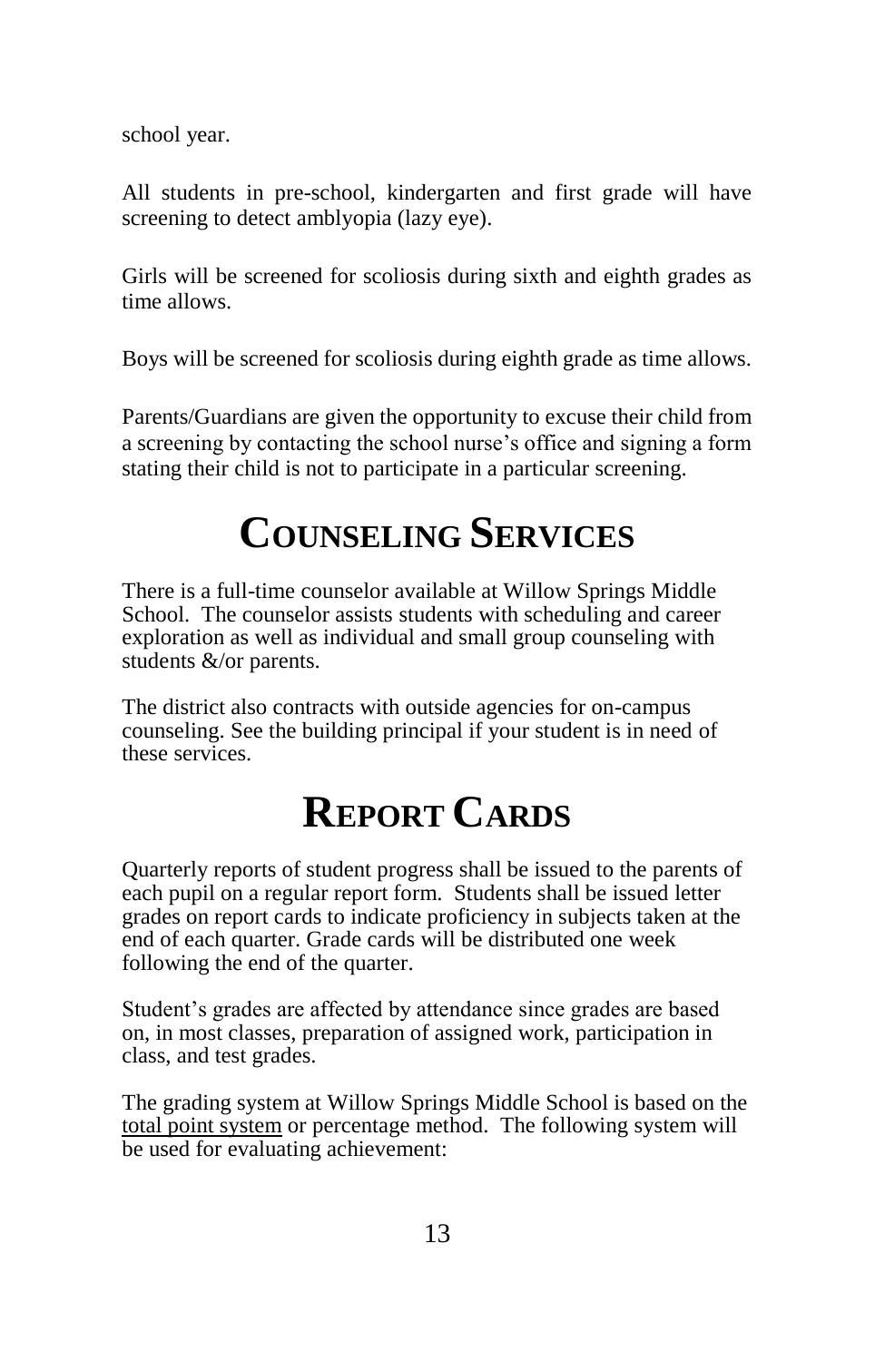school year.

All students in pre-school, kindergarten and first grade will have screening to detect amblyopia (lazy eye).

Girls will be screened for scoliosis during sixth and eighth grades as time allows.

Boys will be screened for scoliosis during eighth grade as time allows.

Parents/Guardians are given the opportunity to excuse their child from a screening by contacting the school nurse's office and signing a form stating their child is not to participate in a particular screening.

# COUNSELING SERVICES

There is a full-time counselor available at Willow Springs Middle School. The counselor assists students with scheduling and career exploration as well as individual and small group counseling with students &/or parents.

The district also contracts with outside agencies for on-campus counseling. See the building principal if your student is in need of these services.

# REPORT CARDS

Quarterly reports of student progress shall be issued to the parents of each pupil on a regular report form. Students shall be issued letter grades on report cards to indicate proficiency in subjects taken at the end of each quarter. Grade cards will be distributed one week following the end of the quarter.

Student's grades are affected by attendance since grades are based on, in most classes, preparation of assigned work, participation in class, and test grades.

The grading system at Willow Springs Middle School is based on the total point system or percentage method. The following system will be used for evaluating achievement: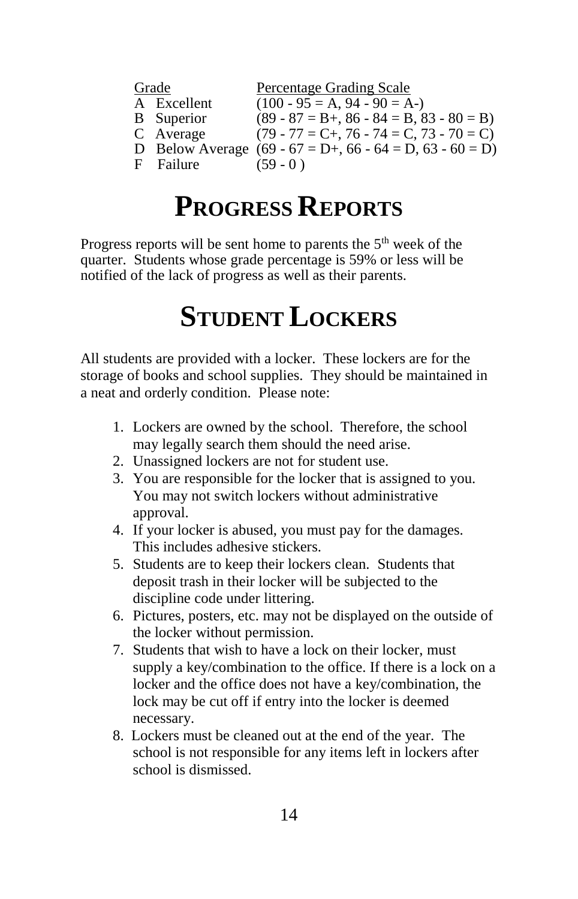| Grade | Percentage Grading Scale |
|---|---|
| A Excellent | (100 - 95 = A, 94 - 90 = A-) |
| B Superior | (89 - 87 = B+, 86 - 84 = B, 83 - 80 = B) |
| C Average | (79 - 77 = C+, 76 - 74 = C, 73 - 70 = C) |
| D Below Average | (69 - 67 = D+, 66 - 64 = D, 63 - 60 = D) |
| F Failure | (59 - 0 ) |

# PROGRESS REPORTS

Progress reports will be sent home to parents the 5th week of the quarter. Students whose grade percentage is 59% or less will be notified of the lack of progress as well as their parents.

# STUDENT LOCKERS

All students are provided with a locker. These lockers are for the storage of books and school supplies. They should be maintained in a neat and orderly condition. Please note:

1. Lockers are owned by the school. Therefore, the school may legally search them should the need arise.
2. Unassigned lockers are not for student use.
3. You are responsible for the locker that is assigned to you. You may not switch lockers without administrative approval.
4. If your locker is abused, you must pay for the damages. This includes adhesive stickers.
5. Students are to keep their lockers clean. Students that deposit trash in their locker will be subjected to the discipline code under littering.
6. Pictures, posters, etc. may not be displayed on the outside of the locker without permission.
7. Students that wish to have a lock on their locker, must supply a key/combination to the office. If there is a lock on a locker and the office does not have a key/combination, the lock may be cut off if entry into the locker is deemed necessary.
8. Lockers must be cleaned out at the end of the year. The school is not responsible for any items left in lockers after school is dismissed.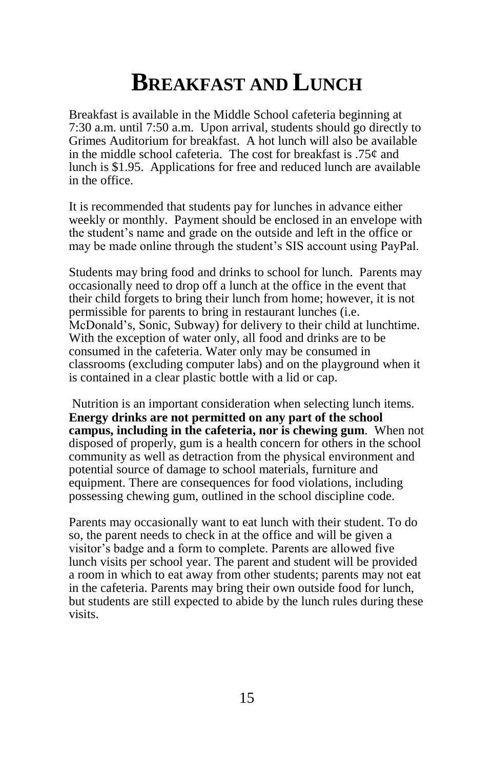# Breakfast and Lunch

Breakfast is available in the Middle School cafeteria beginning at 7:30 a.m. until 7:50 a.m. Upon arrival, students should go directly to Grimes Auditorium for breakfast. A hot lunch will also be available in the middle school cafeteria. The cost for breakfast is .75¢ and lunch is $1.95. Applications for free and reduced lunch are available in the office.

It is recommended that students pay for lunches in advance either weekly or monthly. Payment should be enclosed in an envelope with the student's name and grade on the outside and left in the office or may be made online through the student's SIS account using PayPal.

Students may bring food and drinks to school for lunch. Parents may occasionally need to drop off a lunch at the office in the event that their child forgets to bring their lunch from home; however, it is not permissible for parents to bring in restaurant lunches (i.e. McDonald's, Sonic, Subway) for delivery to their child at lunchtime. With the exception of water only, all food and drinks are to be consumed in the cafeteria. Water only may be consumed in classrooms (excluding computer labs) and on the playground when it is contained in a clear plastic bottle with a lid or cap.

Nutrition is an important consideration when selecting lunch items. **Energy drinks are not permitted on any part of the school campus, including in the cafeteria, nor is chewing gum**. When not disposed of properly, gum is a health concern for others in the school community as well as detraction from the physical environment and potential source of damage to school materials, furniture and equipment. There are consequences for food violations, including possessing chewing gum, outlined in the school discipline code.

Parents may occasionally want to eat lunch with their student. To do so, the parent needs to check in at the office and will be given a visitor's badge and a form to complete. Parents are allowed five lunch visits per school year. The parent and student will be provided a room in which to eat away from other students; parents may not eat in the cafeteria. Parents may bring their own outside food for lunch, but students are still expected to abide by the lunch rules during these visits.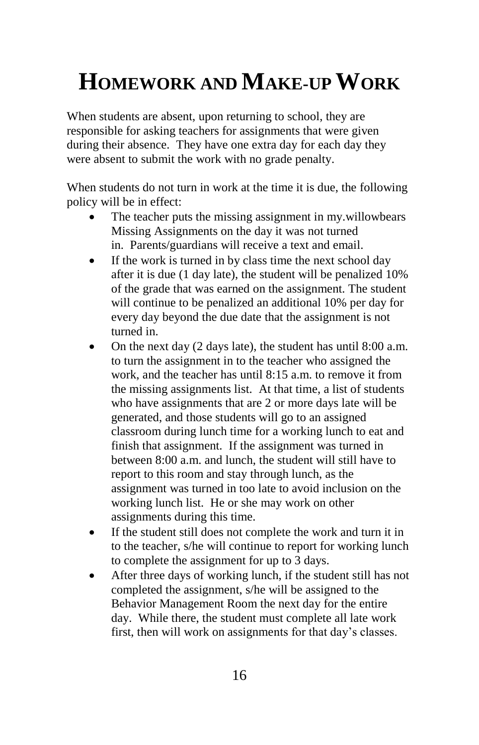# Homework and Make-up Work

When students are absent, upon returning to school, they are responsible for asking teachers for assignments that were given during their absence. They have one extra day for each day they were absent to submit the work with no grade penalty.

When students do not turn in work at the time it is due, the following policy will be in effect:

- The teacher puts the missing assignment in my.willowbears Missing Assignments on the day it was not turned in. Parents/guardians will receive a text and email.
- If the work is turned in by class time the next school day after it is due (1 day late), the student will be penalized 10% of the grade that was earned on the assignment. The student will continue to be penalized an additional 10% per day for every day beyond the due date that the assignment is not turned in.
- On the next day (2 days late), the student has until 8:00 a.m. to turn the assignment in to the teacher who assigned the work, and the teacher has until 8:15 a.m. to remove it from the missing assignments list. At that time, a list of students who have assignments that are 2 or more days late will be generated, and those students will go to an assigned classroom during lunch time for a working lunch to eat and finish that assignment. If the assignment was turned in between 8:00 a.m. and lunch, the student will still have to report to this room and stay through lunch, as the assignment was turned in too late to avoid inclusion on the working lunch list. He or she may work on other assignments during this time.
- If the student still does not complete the work and turn it in to the teacher, s/he will continue to report for working lunch to complete the assignment for up to 3 days.
- After three days of working lunch, if the student still has not completed the assignment, s/he will be assigned to the Behavior Management Room the next day for the entire day. While there, the student must complete all late work first, then will work on assignments for that day's classes.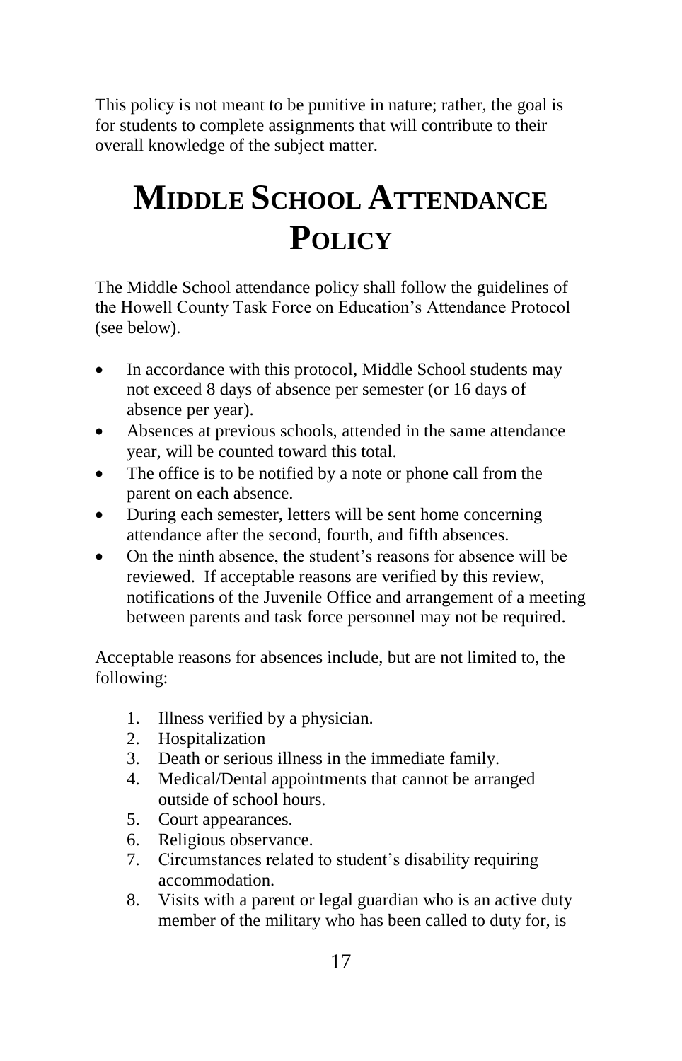This policy is not meant to be punitive in nature; rather, the goal is for students to complete assignments that will contribute to their overall knowledge of the subject matter.

# MIDDLE SCHOOL ATTENDANCE POLICY

The Middle School attendance policy shall follow the guidelines of the Howell County Task Force on Education's Attendance Protocol (see below).

- In accordance with this protocol, Middle School students may not exceed 8 days of absence per semester (or 16 days of absence per year).
- Absences at previous schools, attended in the same attendance year, will be counted toward this total.
- The office is to be notified by a note or phone call from the parent on each absence.
- During each semester, letters will be sent home concerning attendance after the second, fourth, and fifth absences.
- On the ninth absence, the student's reasons for absence will be reviewed. If acceptable reasons are verified by this review, notifications of the Juvenile Office and arrangement of a meeting between parents and task force personnel may not be required.

Acceptable reasons for absences include, but are not limited to, the following:

1. Illness verified by a physician.
2. Hospitalization
3. Death or serious illness in the immediate family.
4. Medical/Dental appointments that cannot be arranged outside of school hours.
5. Court appearances.
6. Religious observance.
7. Circumstances related to student's disability requiring accommodation.
8. Visits with a parent or legal guardian who is an active duty member of the military who has been called to duty for, is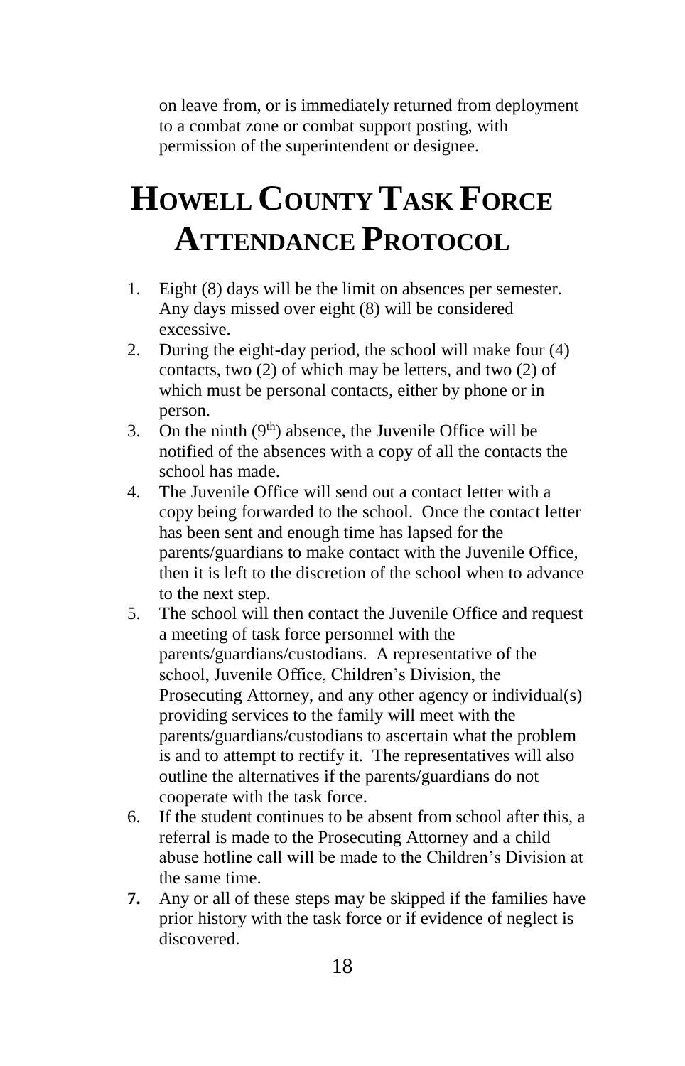on leave from, or is immediately returned from deployment to a combat zone or combat support posting, with permission of the superintendent or designee.

# Howell County Task Force Attendance Protocol

1. Eight (8) days will be the limit on absences per semester. Any days missed over eight (8) will be considered excessive.
2. During the eight-day period, the school will make four (4) contacts, two (2) of which may be letters, and two (2) of which must be personal contacts, either by phone or in person.
3. On the ninth (9th) absence, the Juvenile Office will be notified of the absences with a copy of all the contacts the school has made.
4. The Juvenile Office will send out a contact letter with a copy being forwarded to the school. Once the contact letter has been sent and enough time has lapsed for the parents/guardians to make contact with the Juvenile Office, then it is left to the discretion of the school when to advance to the next step.
5. The school will then contact the Juvenile Office and request a meeting of task force personnel with the parents/guardians/custodians. A representative of the school, Juvenile Office, Children's Division, the Prosecuting Attorney, and any other agency or individual(s) providing services to the family will meet with the parents/guardians/custodians to ascertain what the problem is and to attempt to rectify it. The representatives will also outline the alternatives if the parents/guardians do not cooperate with the task force.
6. If the student continues to be absent from school after this, a referral is made to the Prosecuting Attorney and a child abuse hotline call will be made to the Children's Division at the same time.
7. Any or all of these steps may be skipped if the families have prior history with the task force or if evidence of neglect is discovered.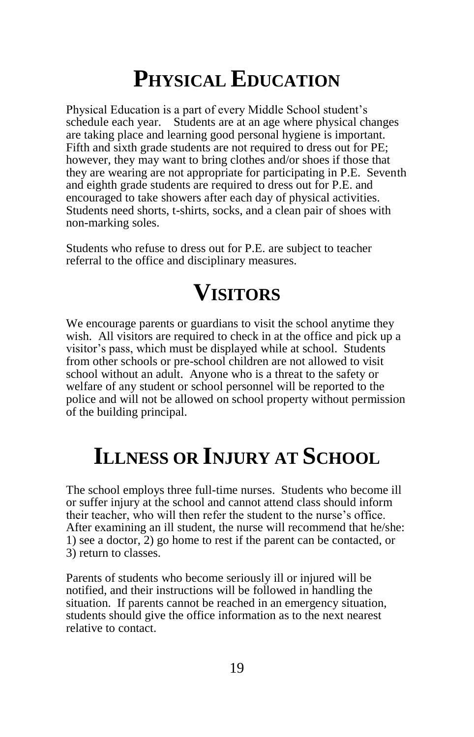# Physical Education

Physical Education is a part of every Middle School student's schedule each year. Students are at an age where physical changes are taking place and learning good personal hygiene is important. Fifth and sixth grade students are not required to dress out for PE; however, they may want to bring clothes and/or shoes if those that they are wearing are not appropriate for participating in P.E. Seventh and eighth grade students are required to dress out for P.E. and encouraged to take showers after each day of physical activities. Students need shorts, t-shirts, socks, and a clean pair of shoes with non-marking soles.

Students who refuse to dress out for P.E. are subject to teacher referral to the office and disciplinary measures.

# Visitors

We encourage parents or guardians to visit the school anytime they wish. All visitors are required to check in at the office and pick up a visitor's pass, which must be displayed while at school. Students from other schools or pre-school children are not allowed to visit school without an adult. Anyone who is a threat to the safety or welfare of any student or school personnel will be reported to the police and will not be allowed on school property without permission of the building principal.

# Illness or Injury at School

The school employs three full-time nurses. Students who become ill or suffer injury at the school and cannot attend class should inform their teacher, who will then refer the student to the nurse's office. After examining an ill student, the nurse will recommend that he/she: 1) see a doctor, 2) go home to rest if the parent can be contacted, or 3) return to classes.

Parents of students who become seriously ill or injured will be notified, and their instructions will be followed in handling the situation. If parents cannot be reached in an emergency situation, students should give the office information as to the next nearest relative to contact.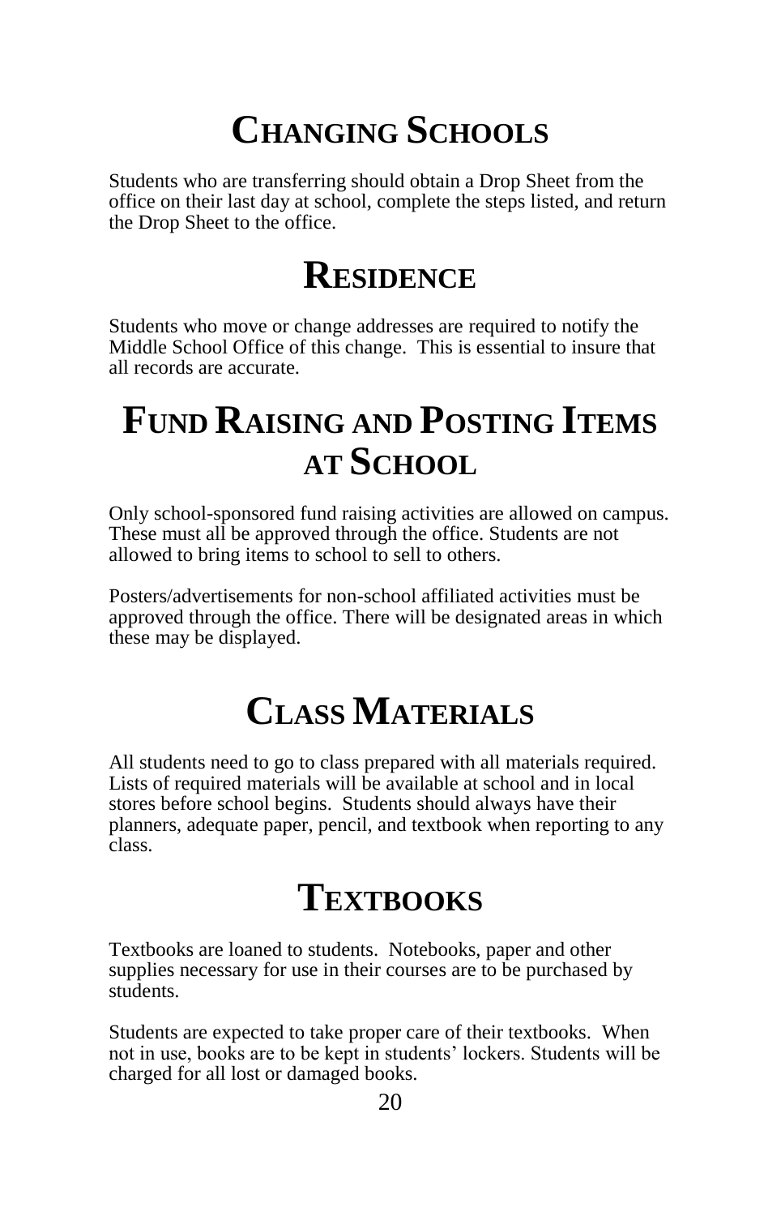# Changing Schools

Students who are transferring should obtain a Drop Sheet from the office on their last day at school, complete the steps listed, and return the Drop Sheet to the office.

# Residence

Students who move or change addresses are required to notify the Middle School Office of this change. This is essential to insure that all records are accurate.

# Fund Raising and Posting Items at School

Only school-sponsored fund raising activities are allowed on campus. These must all be approved through the office. Students are not allowed to bring items to school to sell to others.

Posters/advertisements for non-school affiliated activities must be approved through the office. There will be designated areas in which these may be displayed.

# Class Materials

All students need to go to class prepared with all materials required. Lists of required materials will be available at school and in local stores before school begins. Students should always have their planners, adequate paper, pencil, and textbook when reporting to any class.

# Textbooks

Textbooks are loaned to students. Notebooks, paper and other supplies necessary for use in their courses are to be purchased by students.

Students are expected to take proper care of their textbooks. When not in use, books are to be kept in students' lockers. Students will be charged for all lost or damaged books.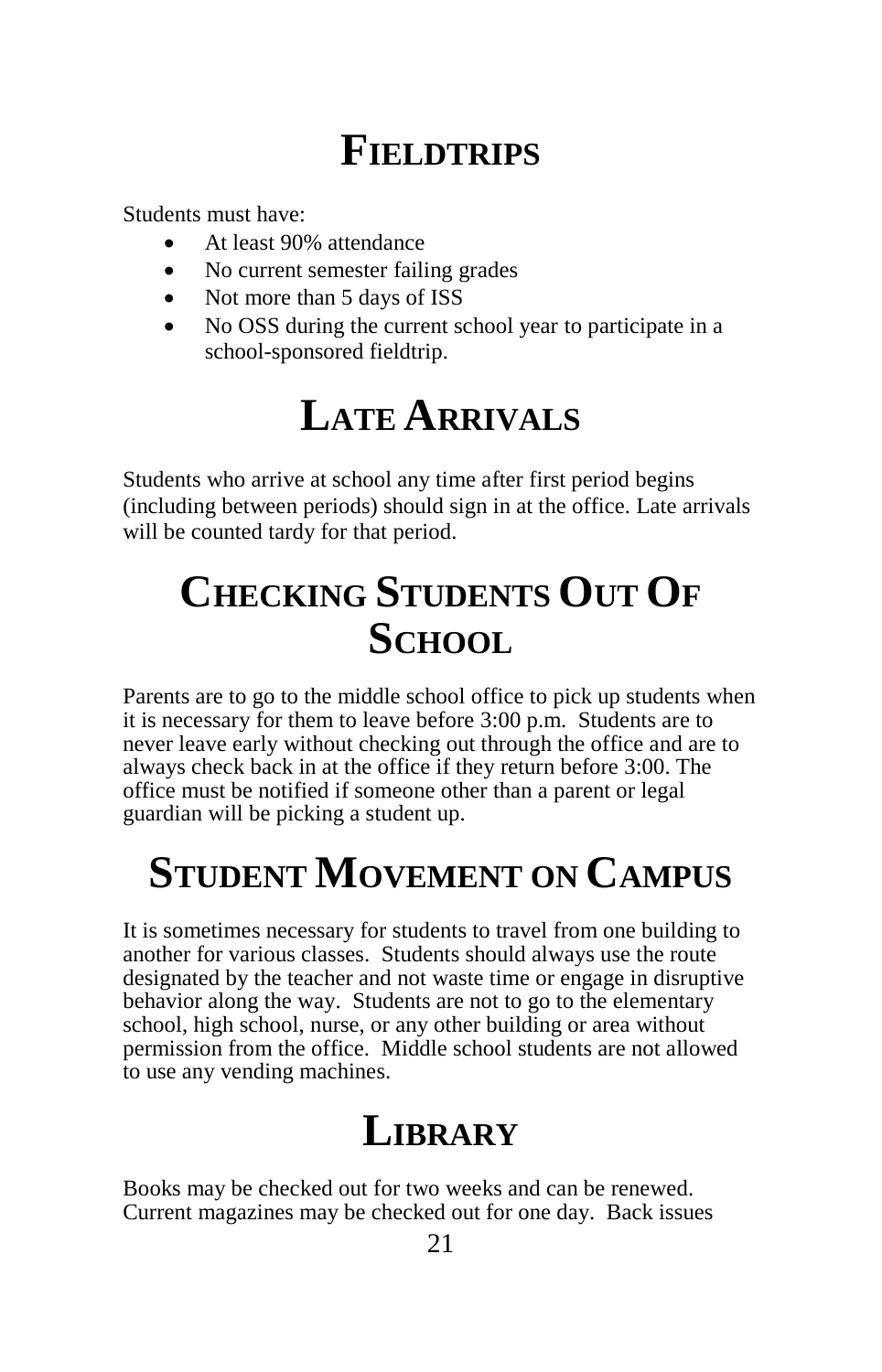# Fieldtrips

Students must have:

- At least 90% attendance
- No current semester failing grades
- Not more than 5 days of ISS
- No OSS during the current school year to participate in a school-sponsored fieldtrip.

# Late Arrivals

Students who arrive at school any time after first period begins (including between periods) should sign in at the office. Late arrivals will be counted tardy for that period.

# Checking Students Out Of School

Parents are to go to the middle school office to pick up students when it is necessary for them to leave before 3:00 p.m. Students are to never leave early without checking out through the office and are to always check back in at the office if they return before 3:00. The office must be notified if someone other than a parent or legal guardian will be picking a student up.

# Student Movement on Campus

It is sometimes necessary for students to travel from one building to another for various classes. Students should always use the route designated by the teacher and not waste time or engage in disruptive behavior along the way. Students are not to go to the elementary school, high school, nurse, or any other building or area without permission from the office. Middle school students are not allowed to use any vending machines.

# Library

Books may be checked out for two weeks and can be renewed. Current magazines may be checked out for one day. Back issues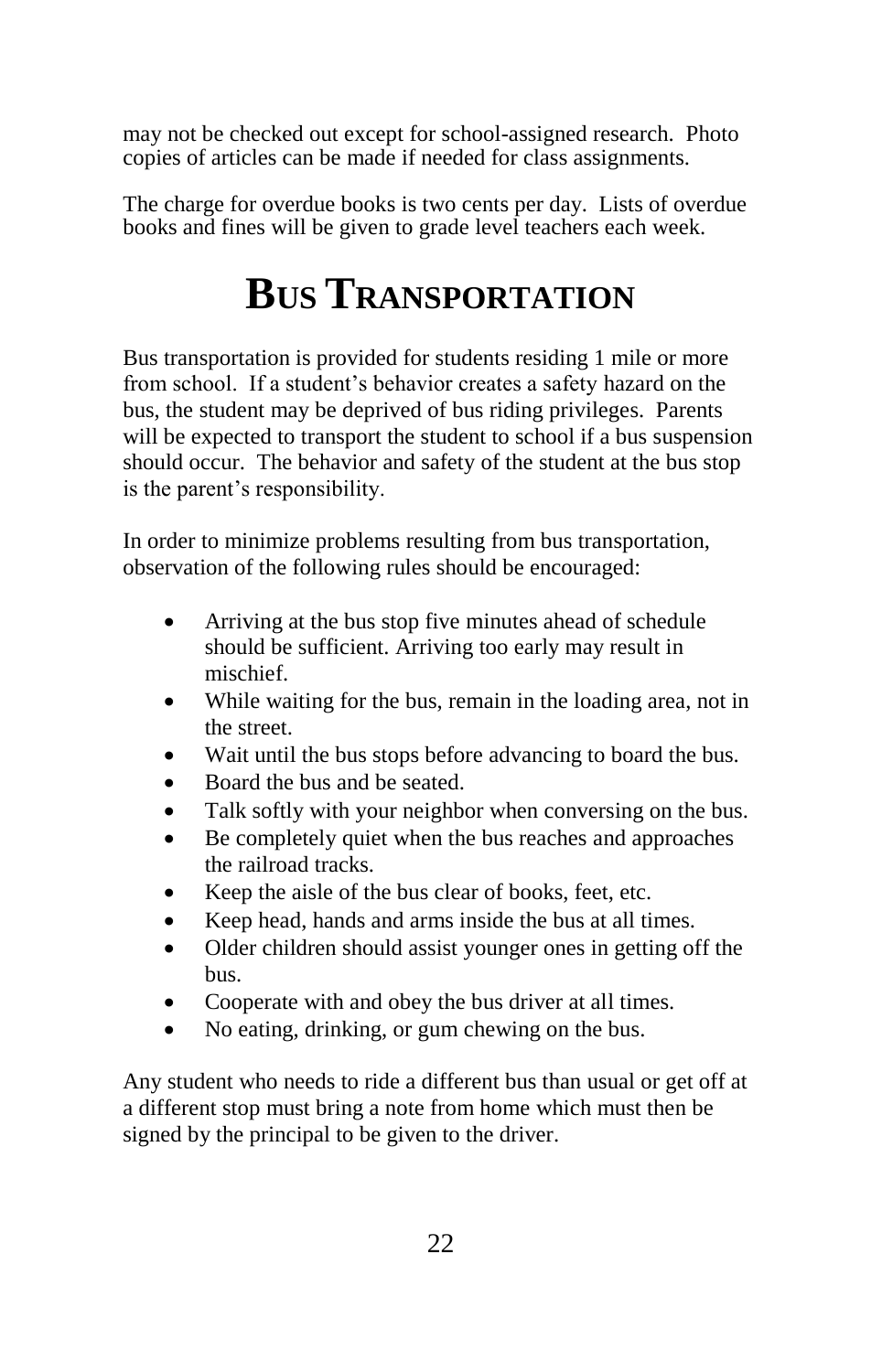may not be checked out except for school-assigned research. Photo copies of articles can be made if needed for class assignments.

The charge for overdue books is two cents per day. Lists of overdue books and fines will be given to grade level teachers each week.

# Bus Transportation

Bus transportation is provided for students residing 1 mile or more from school. If a student's behavior creates a safety hazard on the bus, the student may be deprived of bus riding privileges. Parents will be expected to transport the student to school if a bus suspension should occur. The behavior and safety of the student at the bus stop is the parent's responsibility.

In order to minimize problems resulting from bus transportation, observation of the following rules should be encouraged:

- Arriving at the bus stop five minutes ahead of schedule should be sufficient. Arriving too early may result in mischief.
- While waiting for the bus, remain in the loading area, not in the street.
- Wait until the bus stops before advancing to board the bus.
- Board the bus and be seated.
- Talk softly with your neighbor when conversing on the bus.
- Be completely quiet when the bus reaches and approaches the railroad tracks.
- Keep the aisle of the bus clear of books, feet, etc.
- Keep head, hands and arms inside the bus at all times.
- Older children should assist younger ones in getting off the bus.
- Cooperate with and obey the bus driver at all times.
- No eating, drinking, or gum chewing on the bus.

Any student who needs to ride a different bus than usual or get off at a different stop must bring a note from home which must then be signed by the principal to be given to the driver.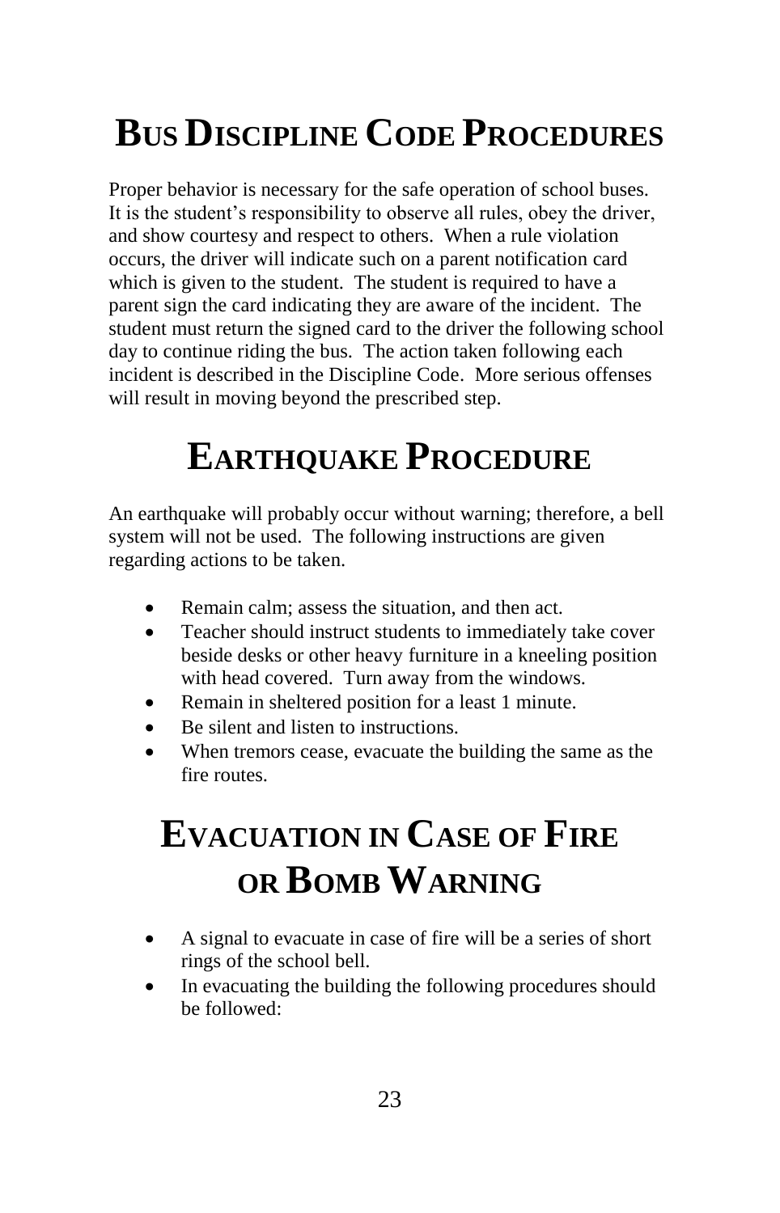# Bus Discipline Code Procedures

Proper behavior is necessary for the safe operation of school buses. It is the student's responsibility to observe all rules, obey the driver, and show courtesy and respect to others. When a rule violation occurs, the driver will indicate such on a parent notification card which is given to the student. The student is required to have a parent sign the card indicating they are aware of the incident. The student must return the signed card to the driver the following school day to continue riding the bus. The action taken following each incident is described in the Discipline Code. More serious offenses will result in moving beyond the prescribed step.

# Earthquake Procedure

An earthquake will probably occur without warning; therefore, a bell system will not be used. The following instructions are given regarding actions to be taken.

- Remain calm; assess the situation, and then act.
- Teacher should instruct students to immediately take cover beside desks or other heavy furniture in a kneeling position with head covered. Turn away from the windows.
- Remain in sheltered position for a least 1 minute.
- Be silent and listen to instructions.
- When tremors cease, evacuate the building the same as the fire routes.

# Evacuation in Case of Fire or Bomb Warning

- A signal to evacuate in case of fire will be a series of short rings of the school bell.
- In evacuating the building the following procedures should be followed: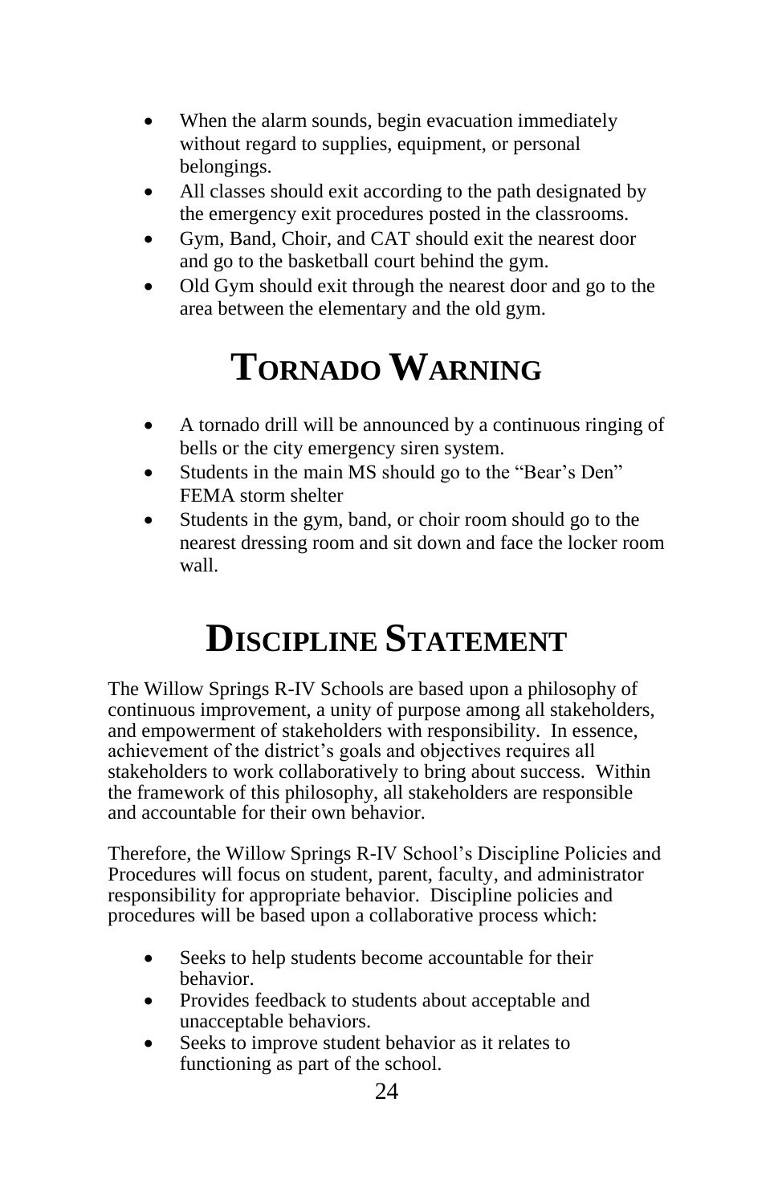- When the alarm sounds, begin evacuation immediately without regard to supplies, equipment, or personal belongings.
- All classes should exit according to the path designated by the emergency exit procedures posted in the classrooms.
- Gym, Band, Choir, and CAT should exit the nearest door and go to the basketball court behind the gym.
- Old Gym should exit through the nearest door and go to the area between the elementary and the old gym.

# Tornado Warning

- A tornado drill will be announced by a continuous ringing of bells or the city emergency siren system.
- Students in the main MS should go to the "Bear's Den" FEMA storm shelter
- Students in the gym, band, or choir room should go to the nearest dressing room and sit down and face the locker room wall.

# Discipline Statement

The Willow Springs R-IV Schools are based upon a philosophy of continuous improvement, a unity of purpose among all stakeholders, and empowerment of stakeholders with responsibility. In essence, achievement of the district's goals and objectives requires all stakeholders to work collaboratively to bring about success. Within the framework of this philosophy, all stakeholders are responsible and accountable for their own behavior.

Therefore, the Willow Springs R-IV School's Discipline Policies and Procedures will focus on student, parent, faculty, and administrator responsibility for appropriate behavior. Discipline policies and procedures will be based upon a collaborative process which:

- Seeks to help students become accountable for their behavior.
- Provides feedback to students about acceptable and unacceptable behaviors.
- Seeks to improve student behavior as it relates to functioning as part of the school.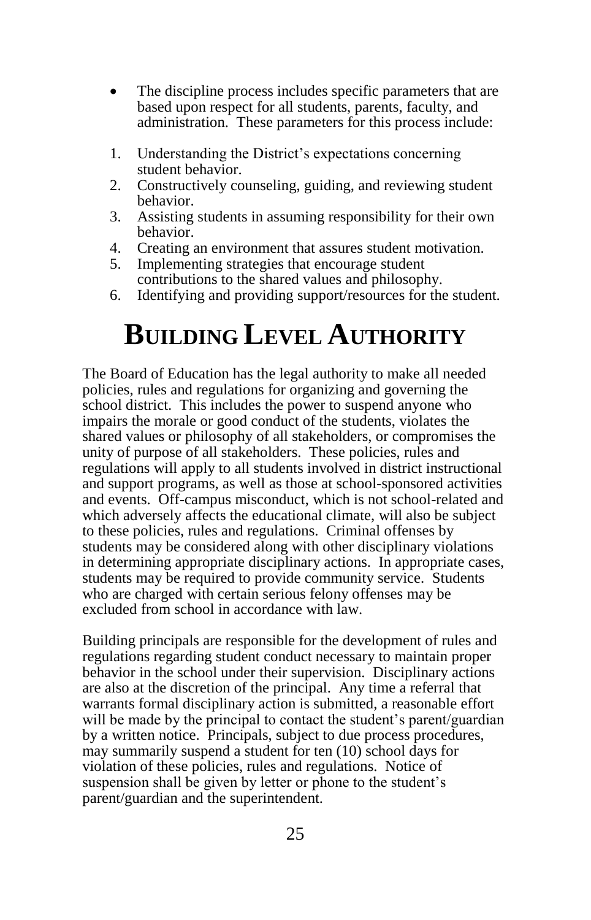- The discipline process includes specific parameters that are based upon respect for all students, parents, faculty, and administration. These parameters for this process include:

1. Understanding the District's expectations concerning student behavior.
2. Constructively counseling, guiding, and reviewing student behavior.
3. Assisting students in assuming responsibility for their own behavior.
4. Creating an environment that assures student motivation.
5. Implementing strategies that encourage student contributions to the shared values and philosophy.
6. Identifying and providing support/resources for the student.

# BUILDING LEVEL AUTHORITY

The Board of Education has the legal authority to make all needed policies, rules and regulations for organizing and governing the school district. This includes the power to suspend anyone who impairs the morale or good conduct of the students, violates the shared values or philosophy of all stakeholders, or compromises the unity of purpose of all stakeholders. These policies, rules and regulations will apply to all students involved in district instructional and support programs, as well as those at school-sponsored activities and events. Off-campus misconduct, which is not school-related and which adversely affects the educational climate, will also be subject to these policies, rules and regulations. Criminal offenses by students may be considered along with other disciplinary violations in determining appropriate disciplinary actions. In appropriate cases, students may be required to provide community service. Students who are charged with certain serious felony offenses may be excluded from school in accordance with law.

Building principals are responsible for the development of rules and regulations regarding student conduct necessary to maintain proper behavior in the school under their supervision. Disciplinary actions are also at the discretion of the principal. Any time a referral that warrants formal disciplinary action is submitted, a reasonable effort will be made by the principal to contact the student's parent/guardian by a written notice. Principals, subject to due process procedures, may summarily suspend a student for ten (10) school days for violation of these policies, rules and regulations. Notice of suspension shall be given by letter or phone to the student's parent/guardian and the superintendent.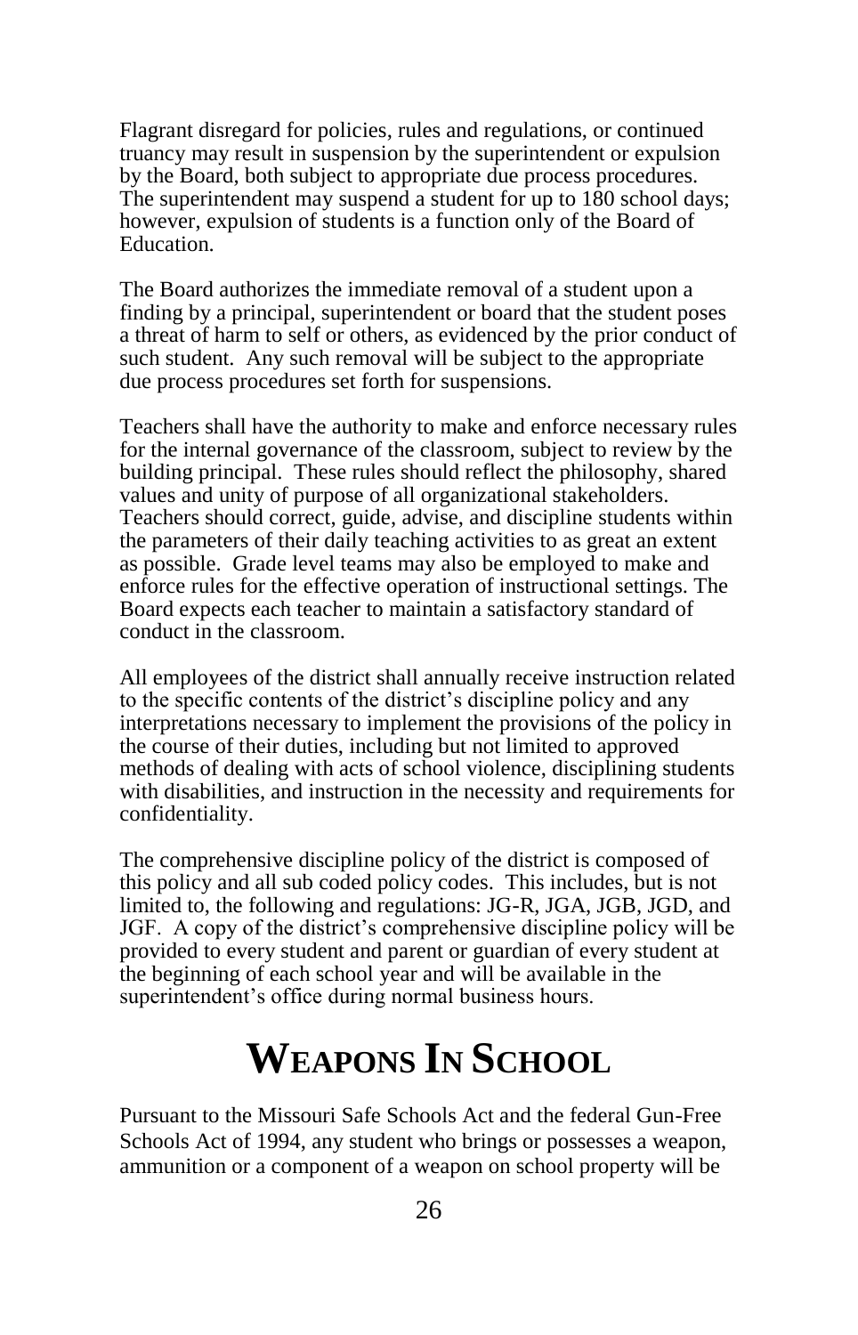Flagrant disregard for policies, rules and regulations, or continued truancy may result in suspension by the superintendent or expulsion by the Board, both subject to appropriate due process procedures. The superintendent may suspend a student for up to 180 school days; however, expulsion of students is a function only of the Board of Education.

The Board authorizes the immediate removal of a student upon a finding by a principal, superintendent or board that the student poses a threat of harm to self or others, as evidenced by the prior conduct of such student. Any such removal will be subject to the appropriate due process procedures set forth for suspensions.

Teachers shall have the authority to make and enforce necessary rules for the internal governance of the classroom, subject to review by the building principal. These rules should reflect the philosophy, shared values and unity of purpose of all organizational stakeholders. Teachers should correct, guide, advise, and discipline students within the parameters of their daily teaching activities to as great an extent as possible. Grade level teams may also be employed to make and enforce rules for the effective operation of instructional settings. The Board expects each teacher to maintain a satisfactory standard of conduct in the classroom.

All employees of the district shall annually receive instruction related to the specific contents of the district's discipline policy and any interpretations necessary to implement the provisions of the policy in the course of their duties, including but not limited to approved methods of dealing with acts of school violence, disciplining students with disabilities, and instruction in the necessity and requirements for confidentiality.

The comprehensive discipline policy of the district is composed of this policy and all sub coded policy codes. This includes, but is not limited to, the following and regulations: JG-R, JGA, JGB, JGD, and JGF. A copy of the district's comprehensive discipline policy will be provided to every student and parent or guardian of every student at the beginning of each school year and will be available in the superintendent's office during normal business hours.

# WEAPONS IN SCHOOL

Pursuant to the Missouri Safe Schools Act and the federal Gun-Free Schools Act of 1994, any student who brings or possesses a weapon, ammunition or a component of a weapon on school property will be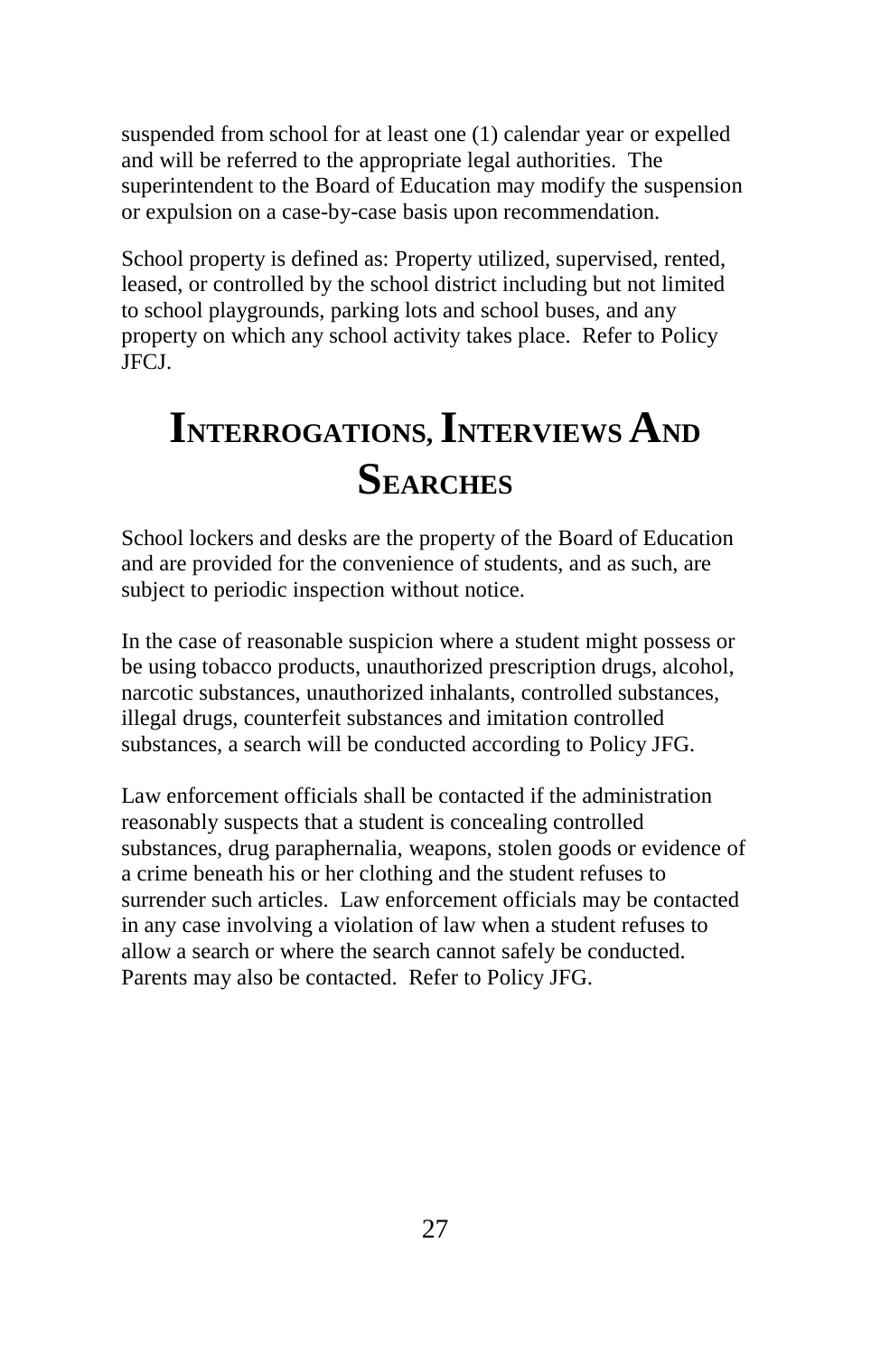suspended from school for at least one (1) calendar year or expelled and will be referred to the appropriate legal authorities. The superintendent to the Board of Education may modify the suspension or expulsion on a case-by-case basis upon recommendation.

School property is defined as: Property utilized, supervised, rented, leased, or controlled by the school district including but not limited to school playgrounds, parking lots and school buses, and any property on which any school activity takes place. Refer to Policy JFCJ.

# Interrogations, Interviews And Searches

School lockers and desks are the property of the Board of Education and are provided for the convenience of students, and as such, are subject to periodic inspection without notice.

In the case of reasonable suspicion where a student might possess or be using tobacco products, unauthorized prescription drugs, alcohol, narcotic substances, unauthorized inhalants, controlled substances, illegal drugs, counterfeit substances and imitation controlled substances, a search will be conducted according to Policy JFG.

Law enforcement officials shall be contacted if the administration reasonably suspects that a student is concealing controlled substances, drug paraphernalia, weapons, stolen goods or evidence of a crime beneath his or her clothing and the student refuses to surrender such articles. Law enforcement officials may be contacted in any case involving a violation of law when a student refuses to allow a search or where the search cannot safely be conducted. Parents may also be contacted. Refer to Policy JFG.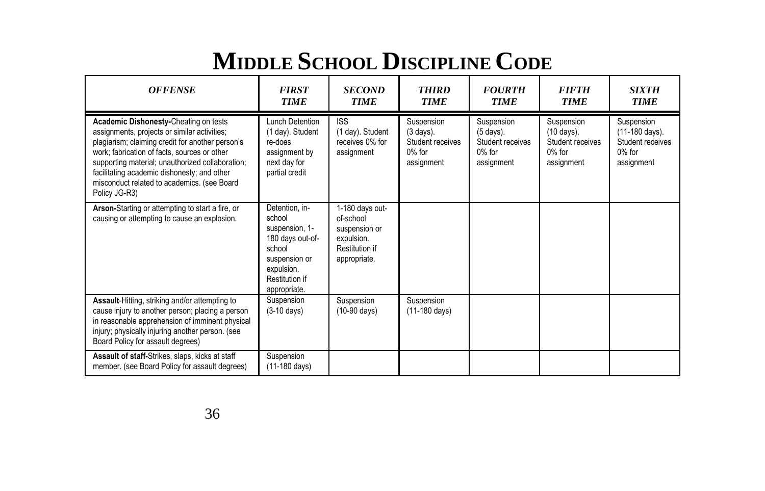# Middle School Discipline Code

| *OFFENSE* | *FIRST TIME* | *SECOND TIME* | *THIRD TIME* | *FOURTH TIME* | *FIFTH TIME* | *SIXTH TIME* |
|---|---|---|---|---|---|---|
| **Academic Dishonesty-**Cheating on tests assignments, projects or similar activities; plagiarism; claiming credit for another person's work; fabrication of facts, sources or other supporting material; unauthorized collaboration; facilitating academic dishonesty; and other misconduct related to academics. (see Board Policy JG-R3) | Lunch Detention (1 day). Student re-does assignment by next day for partial credit | ISS (1 day). Student receives 0% for assignment | Suspension (3 days). Student receives 0% for assignment | Suspension (5 days). Student receives 0% for assignment | Suspension (10 days). Student receives 0% for assignment | Suspension (11-180 days). Student receives 0% for assignment |
| **Arson-**Starting or attempting to start a fire, or causing or attempting to cause an explosion. | Detention, in-school suspension, 1-180 days out-of-school suspension or expulsion. Restitution if appropriate. | 1-180 days out-of-school suspension or expulsion. Restitution if appropriate. | | | | |
| **Assault**-Hitting, striking and/or attempting to cause injury to another person; placing a person in reasonable apprehension of imminent physical injury; physically injuring another person. (see Board Policy for assault degrees) | Suspension (3-10 days) | Suspension (10-90 days) | Suspension (11-180 days) | | | |
| **Assault of staff-**Strikes, slaps, kicks at staff member. (see Board Policy for assault degrees) | Suspension (11-180 days) | | | | | |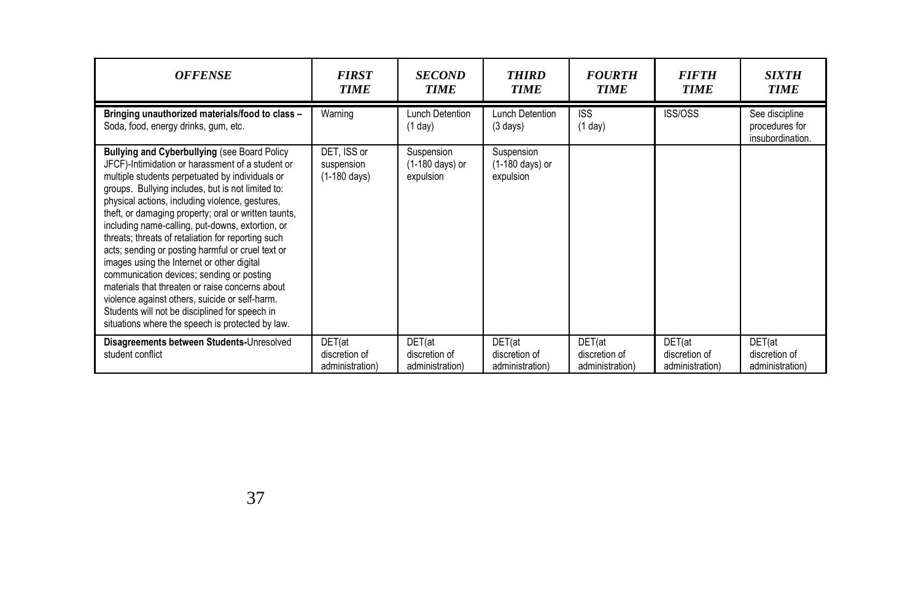| *OFFENSE* | *FIRST TIME* | *SECOND TIME* | *THIRD TIME* | *FOURTH TIME* | *FIFTH TIME* | *SIXTH TIME* |
|---|---|---|---|---|---|---|
| **Bringing unauthorized materials/food to class –** Soda, food, energy drinks, gum, etc. | Warning | Lunch Detention (1 day) | Lunch Detention (3 days) | ISS (1 day) | ISS/OSS | See discipline procedures for insubordination. |
| **Bullying and Cyberbullying** (see Board Policy JFCF)-Intimidation or harassment of a student or multiple students perpetuated by individuals or groups. Bullying includes, but is not limited to: physical actions, including violence, gestures, theft, or damaging property; oral or written taunts, including name-calling, put-downs, extortion, or threats; threats of retaliation for reporting such acts; sending or posting harmful or cruel text or images using the Internet or other digital communication devices; sending or posting materials that threaten or raise concerns about violence against others, suicide or self-harm. Students will not be disciplined for speech in situations where the speech is protected by law. | DET, ISS or suspension (1-180 days) | Suspension (1-180 days) or expulsion | Suspension (1-180 days) or expulsion | | | |
| **Disagreements between Students-**Unresolved student conflict | DET(at discretion of administration) | DET(at discretion of administration) | DET(at discretion of administration) | DET(at discretion of administration) | DET(at discretion of administration) | DET(at discretion of administration) |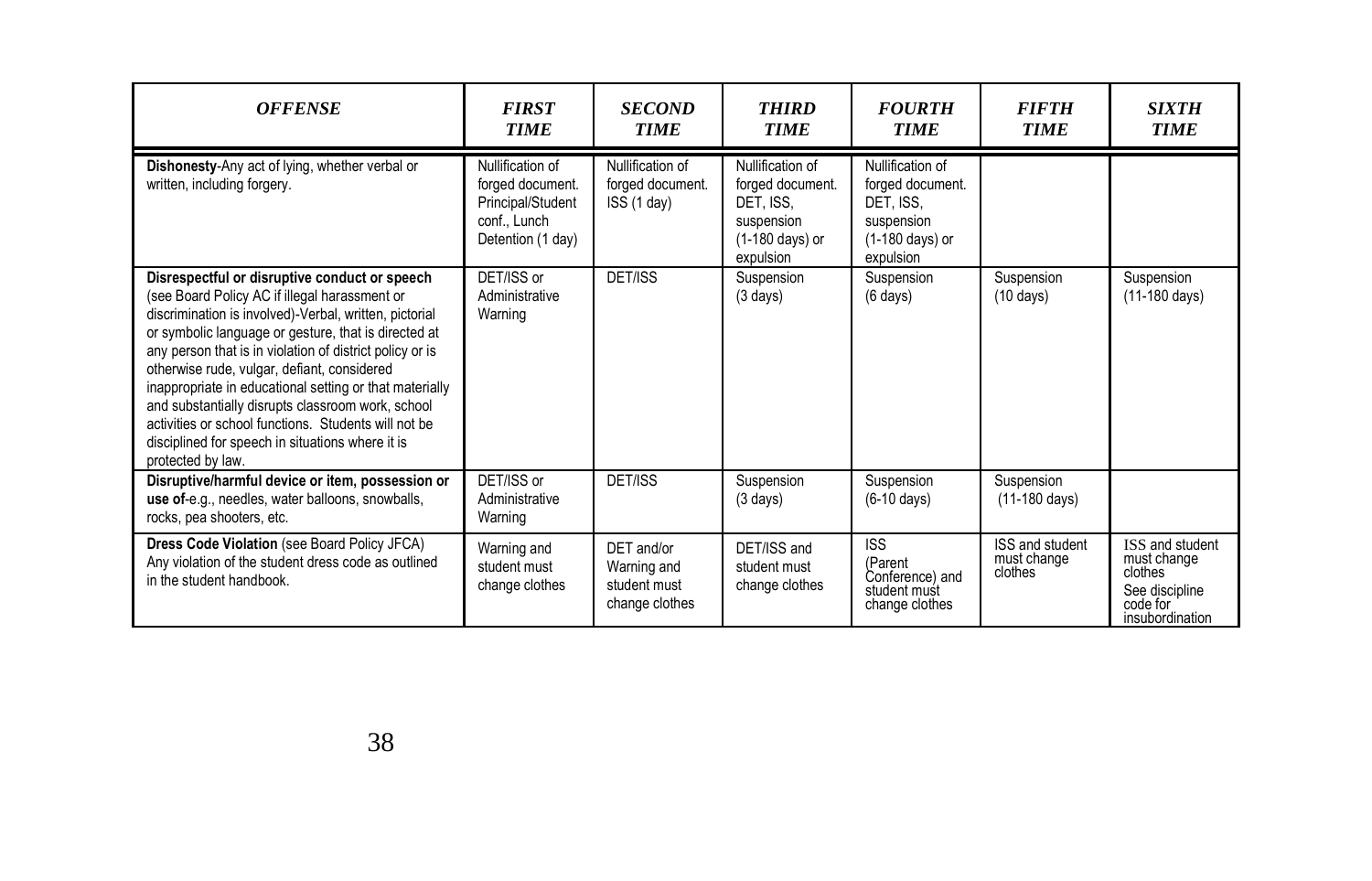| *OFFENSE* | *FIRST TIME* | *SECOND TIME* | *THIRD TIME* | *FOURTH TIME* | *FIFTH TIME* | *SIXTH TIME* |
|---|---|---|---|---|---|---|
| **Dishonesty**-Any act of lying, whether verbal or written, including forgery. | Nullification of forged document. Principal/Student conf., Lunch Detention (1 day) | Nullification of forged document. ISS (1 day) | Nullification of forged document. DET, ISS, suspension (1-180 days) or expulsion | Nullification of forged document. DET, ISS, suspension (1-180 days) or expulsion | | |
| **Disrespectful or disruptive conduct or speech** (see Board Policy AC if illegal harassment or discrimination is involved)-Verbal, written, pictorial or symbolic language or gesture, that is directed at any person that is in violation of district policy or is otherwise rude, vulgar, defiant, considered inappropriate in educational setting or that materially and substantially disrupts classroom work, school activities or school functions. Students will not be disciplined for speech in situations where it is protected by law. | DET/ISS or Administrative Warning | DET/ISS | Suspension (3 days) | Suspension (6 days) | Suspension (10 days) | Suspension (11-180 days) |
| **Disruptive/harmful device or item, possession or use of**-e.g., needles, water balloons, snowballs, rocks, pea shooters, etc. | DET/ISS or Administrative Warning | DET/ISS | Suspension (3 days) | Suspension (6-10 days) | Suspension (11-180 days) | |
| **Dress Code Violation** (see Board Policy JFCA) Any violation of the student dress code as outlined in the student handbook. | Warning and student must change clothes | DET and/or Warning and student must change clothes | DET/ISS and student must change clothes | ISS (Parent Conference) and student must change clothes | ISS and student must change clothes | ISS and student must change clothes See discipline code for insubordination |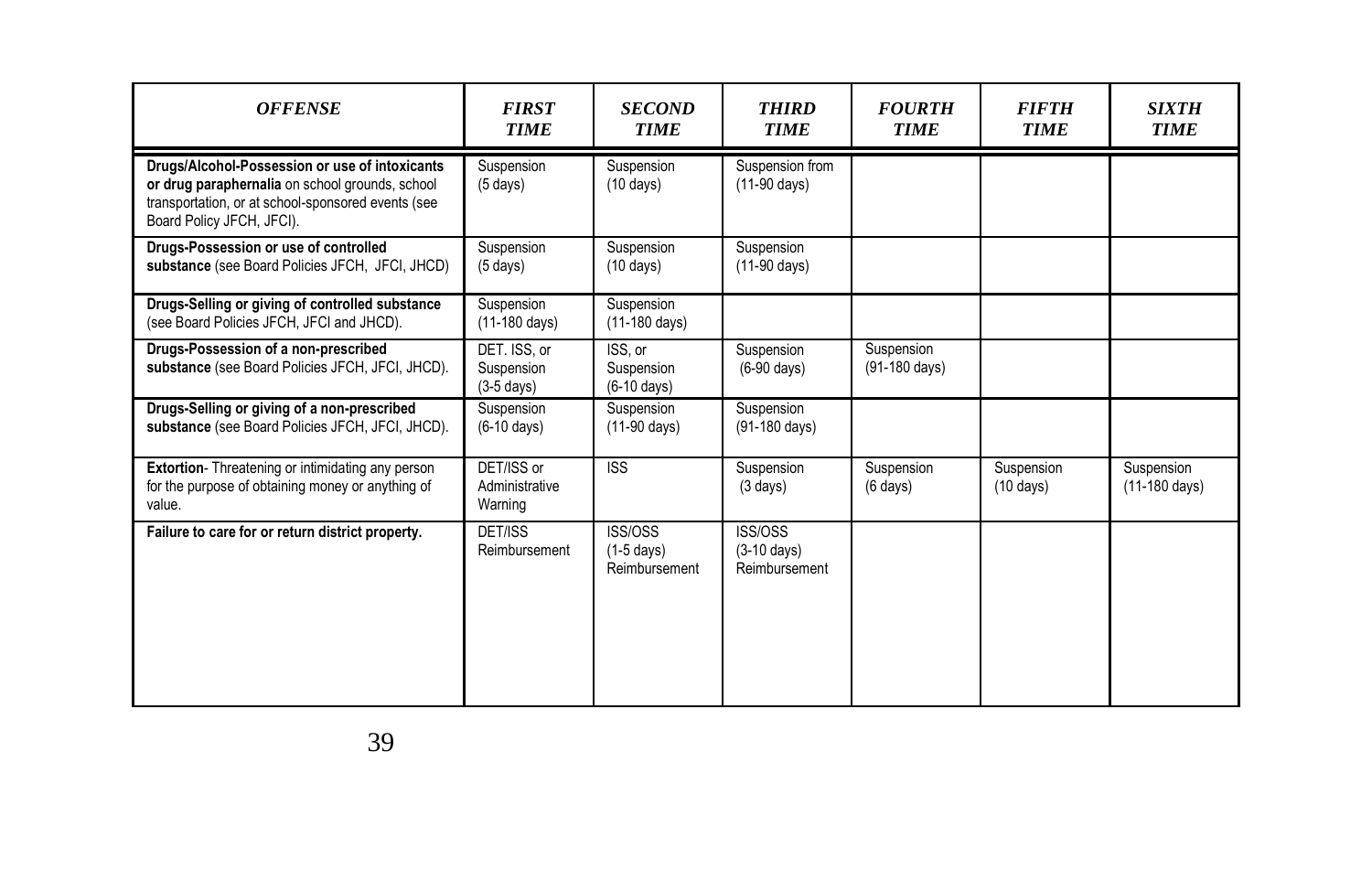| *OFFENSE* | *FIRST TIME* | *SECOND TIME* | *THIRD TIME* | *FOURTH TIME* | *FIFTH TIME* | *SIXTH TIME* |
|---|---|---|---|---|---|---|
| **Drugs/Alcohol-Possession or use of intoxicants or drug paraphernalia** on school grounds, school transportation, or at school-sponsored events (see Board Policy JFCH, JFCI). | Suspension (5 days) | Suspension (10 days) | Suspension from (11-90 days) | | | |
| **Drugs-Possession or use of controlled substance** (see Board Policies JFCH, JFCI, JHCD) | Suspension (5 days) | Suspension (10 days) | Suspension (11-90 days) | | | |
| **Drugs-Selling or giving of controlled substance** (see Board Policies JFCH, JFCI and JHCD). | Suspension (11-180 days) | Suspension (11-180 days) | | | | |
| **Drugs-Possession of a non-prescribed substance** (see Board Policies JFCH, JFCI, JHCD). | DET. ISS, or Suspension (3-5 days) | ISS, or Suspension (6-10 days) | Suspension (6-90 days) | Suspension (91-180 days) | | |
| **Drugs-Selling or giving of a non-prescribed substance** (see Board Policies JFCH, JFCI, JHCD). | Suspension (6-10 days) | Suspension (11-90 days) | Suspension (91-180 days) | | | |
| **Extortion**- Threatening or intimidating any person for the purpose of obtaining money or anything of value. | DET/ISS or Administrative Warning | ISS | Suspension (3 days) | Suspension (6 days) | Suspension (10 days) | Suspension (11-180 days) |
| **Failure to care for or return district property.** | DET/ISS Reimbursement | ISS/OSS (1-5 days) Reimbursement | ISS/OSS (3-10 days) Reimbursement | | | |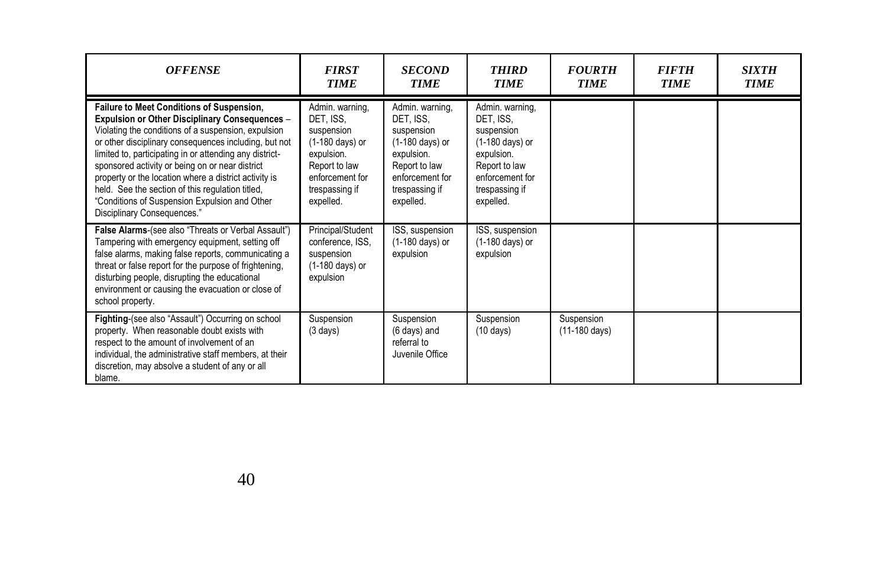| *OFFENSE* | *FIRST TIME* | *SECOND TIME* | *THIRD TIME* | *FOURTH TIME* | *FIFTH TIME* | *SIXTH TIME* |
|---|---|---|---|---|---|---|
| **Failure to Meet Conditions of Suspension, Expulsion or Other Disciplinary Consequences** – Violating the conditions of a suspension, expulsion or other disciplinary consequences including, but not limited to, participating in or attending any district-sponsored activity or being on or near district property or the location where a district activity is held. See the section of this regulation titled, "Conditions of Suspension Expulsion and Other Disciplinary Consequences." | Admin. warning, DET, ISS, suspension (1-180 days) or expulsion. Report to law enforcement for trespassing if expelled. | Admin. warning, DET, ISS, suspension (1-180 days) or expulsion. Report to law enforcement for trespassing if expelled. | Admin. warning, DET, ISS, suspension (1-180 days) or expulsion. Report to law enforcement for trespassing if expelled. | | | |
| **False Alarms**-(see also "Threats or Verbal Assault") Tampering with emergency equipment, setting off false alarms, making false reports, communicating a threat or false report for the purpose of frightening, disturbing people, disrupting the educational environment or causing the evacuation or close of school property. | Principal/Student conference, ISS, suspension (1-180 days) or expulsion | ISS, suspension (1-180 days) or expulsion | ISS, suspension (1-180 days) or expulsion | | | |
| **Fighting**-(see also "Assault") Occurring on school property. When reasonable doubt exists with respect to the amount of involvement of an individual, the administrative staff members, at their discretion, may absolve a student of any or all blame. | Suspension (3 days) | Suspension (6 days) and referral to Juvenile Office | Suspension (10 days) | Suspension (11-180 days) | | |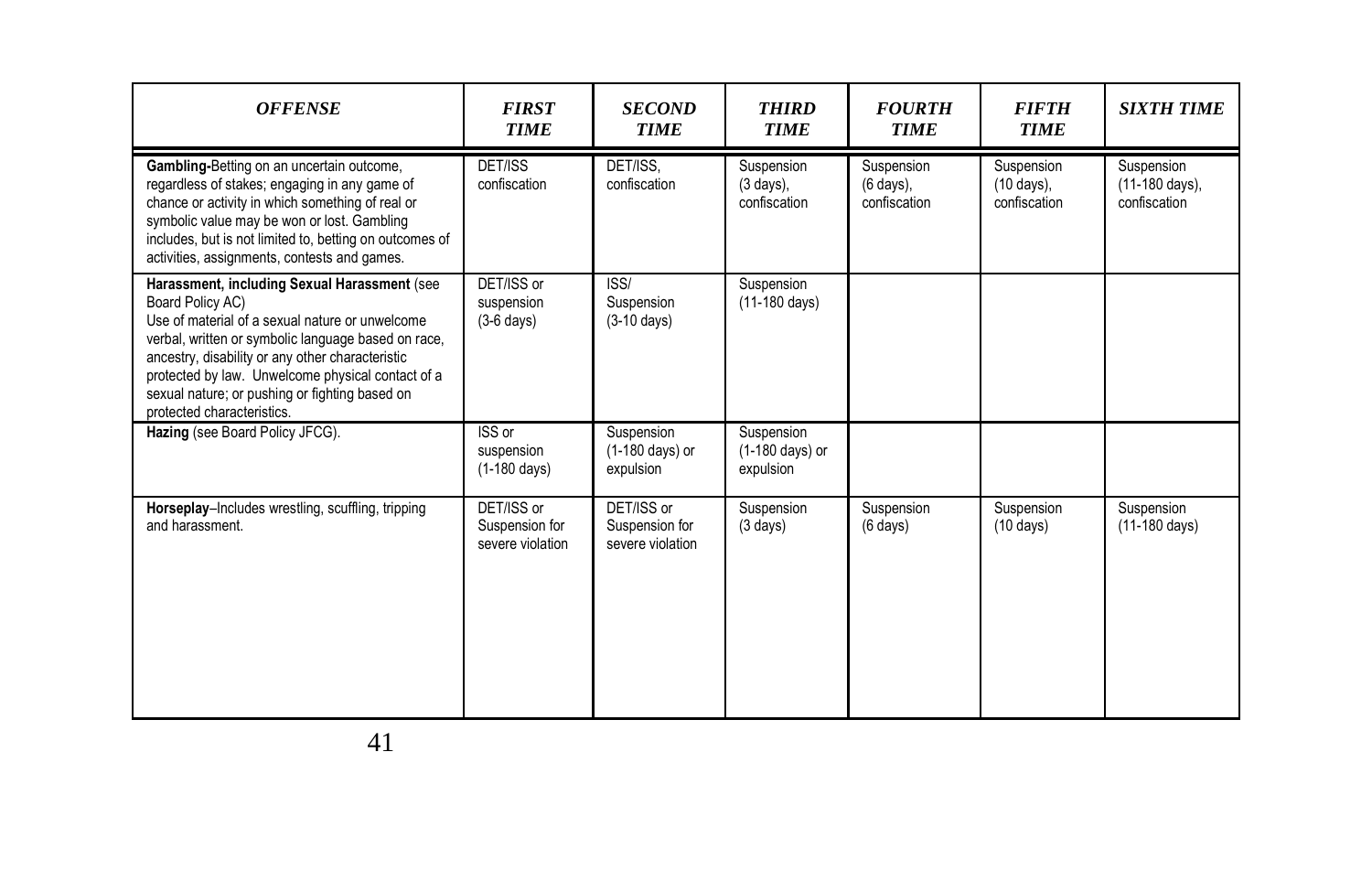| *OFFENSE* | *FIRST TIME* | *SECOND TIME* | *THIRD TIME* | *FOURTH TIME* | *FIFTH TIME* | *SIXTH TIME* |
|---|---|---|---|---|---|---|
| **Gambling-**Betting on an uncertain outcome, regardless of stakes; engaging in any game of chance or activity in which something of real or symbolic value may be won or lost. Gambling includes, but is not limited to, betting on outcomes of activities, assignments, contests and games. | DET/ISS confiscation | DET/ISS, confiscation | Suspension (3 days), confiscation | Suspension (6 days), confiscation | Suspension (10 days), confiscation | Suspension (11-180 days), confiscation |
| **Harassment, including Sexual Harassment** (see Board Policy AC) Use of material of a sexual nature or unwelcome verbal, written or symbolic language based on race, ancestry, disability or any other characteristic protected by law. Unwelcome physical contact of a sexual nature; or pushing or fighting based on protected characteristics. | DET/ISS or suspension (3-6 days) | ISS/ Suspension (3-10 days) | Suspension (11-180 days) | | | |
| **Hazing** (see Board Policy JFCG). | ISS or suspension (1-180 days) | Suspension (1-180 days) or expulsion | Suspension (1-180 days) or expulsion | | | |
| **Horseplay**–Includes wrestling, scuffling, tripping and harassment. | DET/ISS or Suspension for severe violation | DET/ISS or Suspension for severe violation | Suspension (3 days) | Suspension (6 days) | Suspension (10 days) | Suspension (11-180 days) |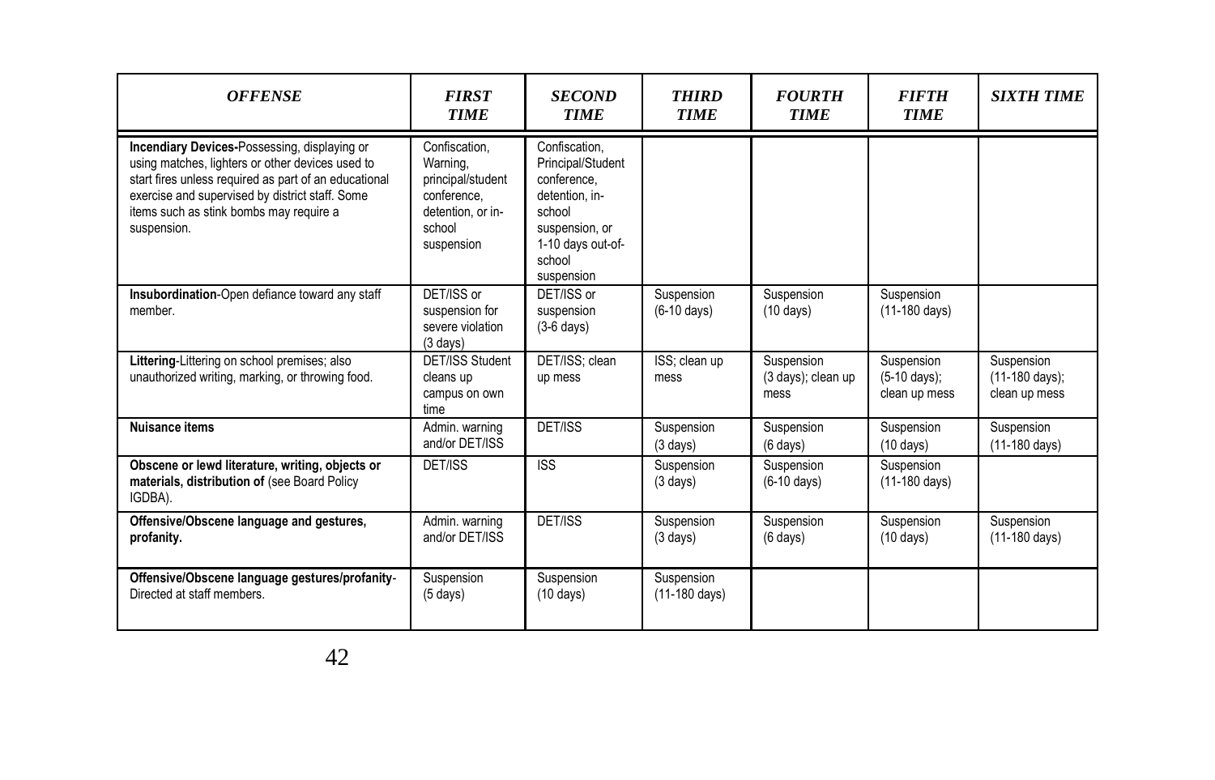| *OFFENSE* | *FIRST TIME* | *SECOND TIME* | *THIRD TIME* | *FOURTH TIME* | *FIFTH TIME* | *SIXTH TIME* |
|---|---|---|---|---|---|---|
| **Incendiary Devices-**Possessing, displaying or using matches, lighters or other devices used to start fires unless required as part of an educational exercise and supervised by district staff. Some items such as stink bombs may require a suspension. | Confiscation, Warning, principal/student conference, detention, or in-school suspension | Confiscation, Principal/Student conference, detention, in-school suspension, or 1-10 days out-of-school suspension | | | | |
| **Insubordination**-Open defiance toward any staff member. | DET/ISS or suspension for severe violation (3 days) | DET/ISS or suspension (3-6 days) | Suspension (6-10 days) | Suspension (10 days) | Suspension (11-180 days) | |
| **Littering**-Littering on school premises; also unauthorized writing, marking, or throwing food. | DET/ISS Student cleans up campus on own time | DET/ISS; clean up mess | ISS; clean up mess | Suspension (3 days); clean up mess | Suspension (5-10 days); clean up mess | Suspension (11-180 days); clean up mess |
| **Nuisance items** | Admin. warning and/or DET/ISS | DET/ISS | Suspension (3 days) | Suspension (6 days) | Suspension (10 days) | Suspension (11-180 days) |
| **Obscene or lewd literature, writing, objects or materials, distribution of** (see Board Policy IGDBA). | DET/ISS | ISS | Suspension (3 days) | Suspension (6-10 days) | Suspension (11-180 days) | |
| **Offensive/Obscene language and gestures, profanity.** | Admin. warning and/or DET/ISS | DET/ISS | Suspension (3 days) | Suspension (6 days) | Suspension (10 days) | Suspension (11-180 days) |
| **Offensive/Obscene language gestures/profanity**-Directed at staff members. | Suspension (5 days) | Suspension (10 days) | Suspension (11-180 days) | | | |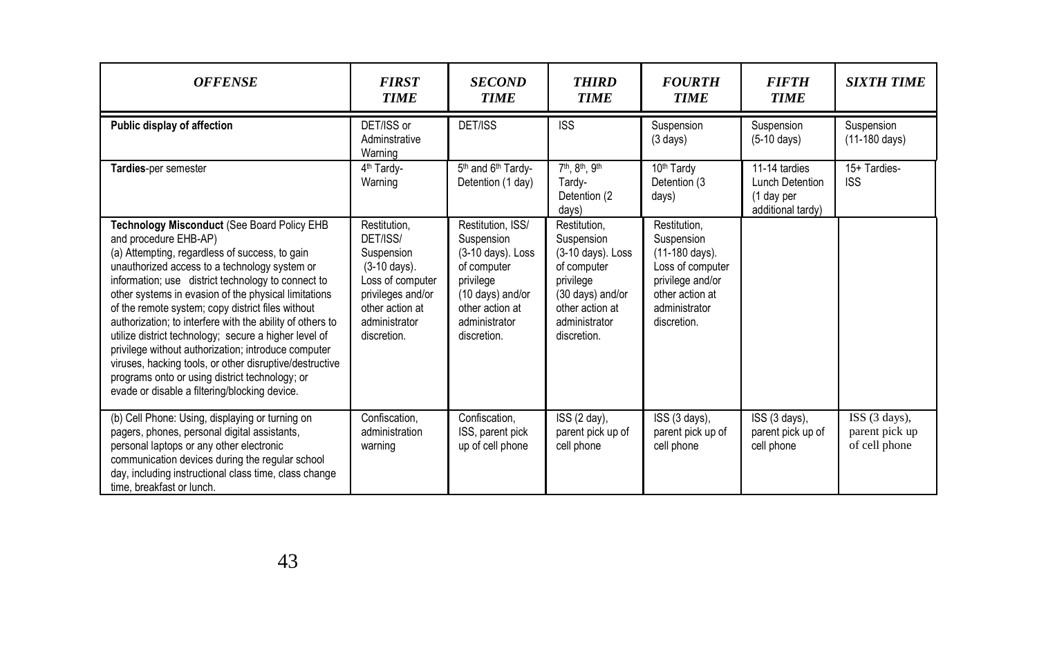| *OFFENSE* | *FIRST TIME* | *SECOND TIME* | *THIRD TIME* | *FOURTH TIME* | *FIFTH TIME* | *SIXTH TIME* |
|---|---|---|---|---|---|---|
| **Public display of affection** | DET/ISS or Adminstrative Warning | DET/ISS | ISS | Suspension (3 days) | Suspension (5-10 days) | Suspension (11-180 days) |
| **Tardies**-per semester | 4th Tardy- Warning | 5th and 6th Tardy- Detention (1 day) | 7th, 8th, 9th Tardy- Detention (2 days) | 10th Tardy Detention (3 days) | 11-14 tardies Lunch Detention (1 day per additional tardy) | 15+ Tardies- ISS |
| **Technology Misconduct** (See Board Policy EHB and procedure EHB-AP) (a) Attempting, regardless of success, to gain unauthorized access to a technology system or information; use district technology to connect to other systems in evasion of the physical limitations of the remote system; copy district files without authorization; to interfere with the ability of others to utilize district technology; secure a higher level of privilege without authorization; introduce computer viruses, hacking tools, or other disruptive/destructive programs onto or using district technology; or evade or disable a filtering/blocking device. | Restitution, DET/ISS/ Suspension (3-10 days). Loss of computer privileges and/or other action at administrator discretion. | Restitution, ISS/ Suspension (3-10 days). Loss of computer privilege (10 days) and/or other action at administrator discretion. | Restitution, Suspension (3-10 days). Loss of computer privilege (30 days) and/or other action at administrator discretion. | Restitution, Suspension (11-180 days). Loss of computer privilege and/or other action at administrator discretion. | | |
| (b) Cell Phone: Using, displaying or turning on pagers, phones, personal digital assistants, personal laptops or any other electronic communication devices during the regular school day, including instructional class time, class change time, breakfast or lunch. | Confiscation, administration warning | Confiscation, ISS, parent pick up of cell phone | ISS (2 day), parent pick up of cell phone | ISS (3 days), parent pick up of cell phone | ISS (3 days), parent pick up of cell phone | ISS (3 days), parent pick up of cell phone |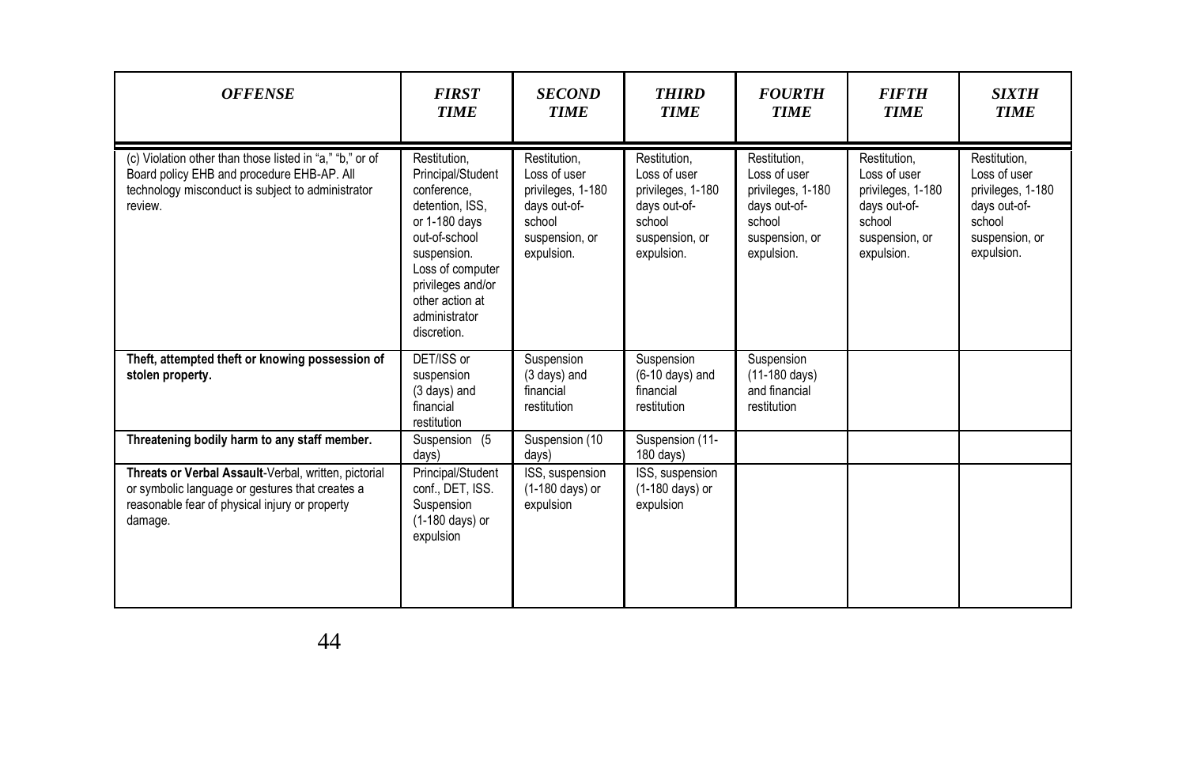| ***OFFENSE*** | ***FIRST TIME*** | ***SECOND TIME*** | ***THIRD TIME*** | ***FOURTH TIME*** | ***FIFTH TIME*** | ***SIXTH TIME*** |
|---|---|---|---|---|---|---|
| (c) Violation other than those listed in "a," "b," or of Board policy EHB and procedure EHB-AP. All technology misconduct is subject to administrator review. | Restitution, Principal/Student conference, detention, ISS, or 1-180 days out-of-school suspension. Loss of computer privileges and/or other action at administrator discretion. | Restitution, Loss of user privileges, 1-180 days out-of-school suspension, or expulsion. | Restitution, Loss of user privileges, 1-180 days out-of-school suspension, or expulsion. | Restitution, Loss of user privileges, 1-180 days out-of-school suspension, or expulsion. | Restitution, Loss of user privileges, 1-180 days out-of-school suspension, or expulsion. | Restitution, Loss of user privileges, 1-180 days out-of-school suspension, or expulsion. |
| **Theft, attempted theft or knowing possession of stolen property.** | DET/ISS or suspension (3 days) and financial restitution | Suspension (3 days) and financial restitution | Suspension (6-10 days) and financial restitution | Suspension (11-180 days) and financial restitution | | |
| **Threatening bodily harm to any staff member.** | Suspension (5 days) | Suspension (10 days) | Suspension (11-180 days) | | | |
| **Threats or Verbal Assault**-Verbal, written, pictorial or symbolic language or gestures that creates a reasonable fear of physical injury or property damage. | Principal/Student conf., DET, ISS. Suspension (1-180 days) or expulsion | ISS, suspension (1-180 days) or expulsion | ISS, suspension (1-180 days) or expulsion | | | |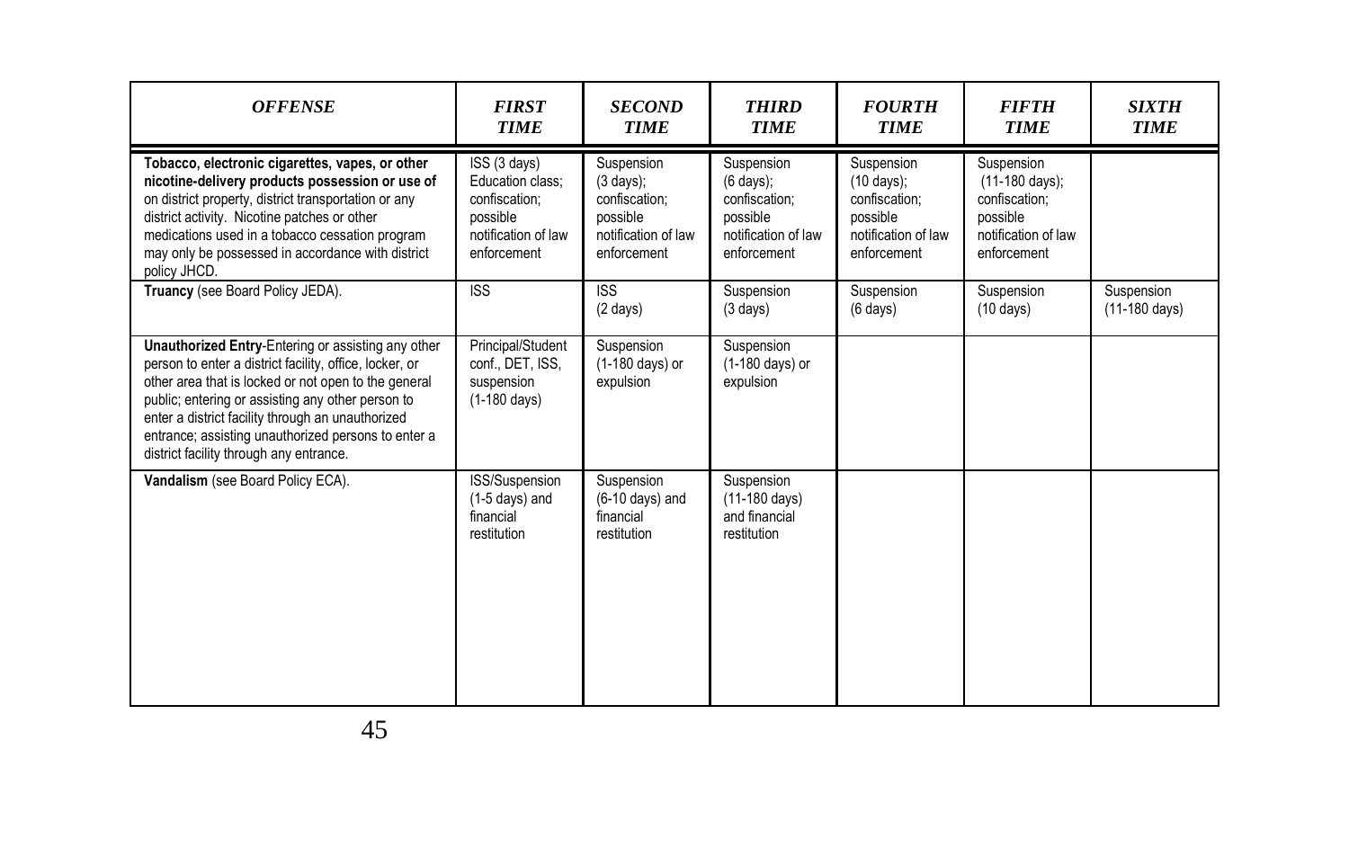| *OFFENSE* | *FIRST TIME* | *SECOND TIME* | *THIRD TIME* | *FOURTH TIME* | *FIFTH TIME* | *SIXTH TIME* |
|---|---|---|---|---|---|---|
| **Tobacco, electronic cigarettes, vapes, or other nicotine-delivery products possession or use of** on district property, district transportation or any district activity. Nicotine patches or other medications used in a tobacco cessation program may only be possessed in accordance with district policy JHCD. | ISS (3 days) Education class; confiscation; possible notification of law enforcement | Suspension (3 days); confiscation; possible notification of law enforcement | Suspension (6 days); confiscation; possible notification of law enforcement | Suspension (10 days); confiscation; possible notification of law enforcement | Suspension (11-180 days); confiscation; possible notification of law enforcement | |
| **Truancy** (see Board Policy JEDA). | ISS | ISS (2 days) | Suspension (3 days) | Suspension (6 days) | Suspension (10 days) | Suspension (11-180 days) |
| **Unauthorized Entry**-Entering or assisting any other person to enter a district facility, office, locker, or other area that is locked or not open to the general public; entering or assisting any other person to enter a district facility through an unauthorized entrance; assisting unauthorized persons to enter a district facility through any entrance. | Principal/Student conf., DET, ISS, suspension (1-180 days) | Suspension (1-180 days) or expulsion | Suspension (1-180 days) or expulsion | | | |
| **Vandalism** (see Board Policy ECA). | ISS/Suspension (1-5 days) and financial restitution | Suspension (6-10 days) and financial restitution | Suspension (11-180 days) and financial restitution | | | |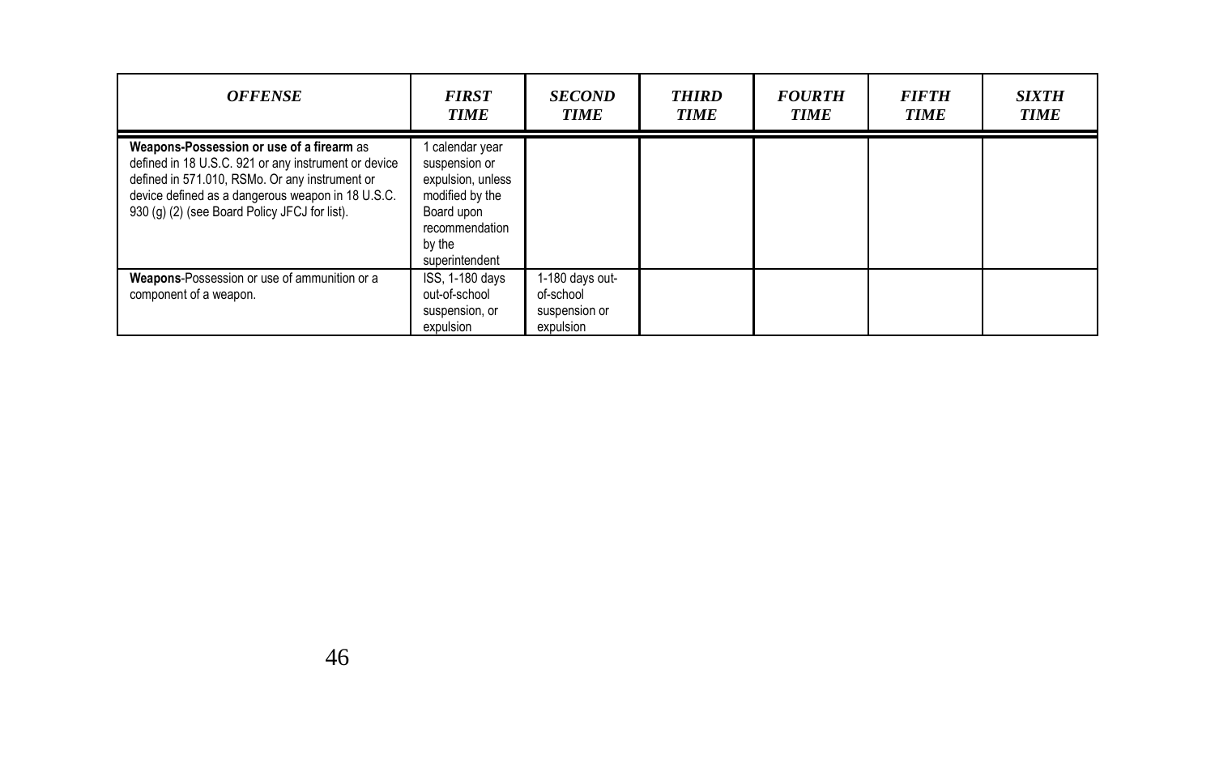| *OFFENSE* | *FIRST TIME* | *SECOND TIME* | *THIRD TIME* | *FOURTH TIME* | *FIFTH TIME* | *SIXTH TIME* |
|---|---|---|---|---|---|---|
| **Weapons-Possession or use of a firearm** as defined in 18 U.S.C. 921 or any instrument or device defined in 571.010, RSMo. Or any instrument or device defined as a dangerous weapon in 18 U.S.C. 930 (g) (2) (see Board Policy JFCJ for list). | 1 calendar year suspension or expulsion, unless modified by the Board upon recommendation by the superintendent | | | | | |
| **Weapons**-Possession or use of ammunition or a component of a weapon. | ISS, 1-180 days out-of-school suspension, or expulsion | 1-180 days out-of-school suspension or expulsion | | | | |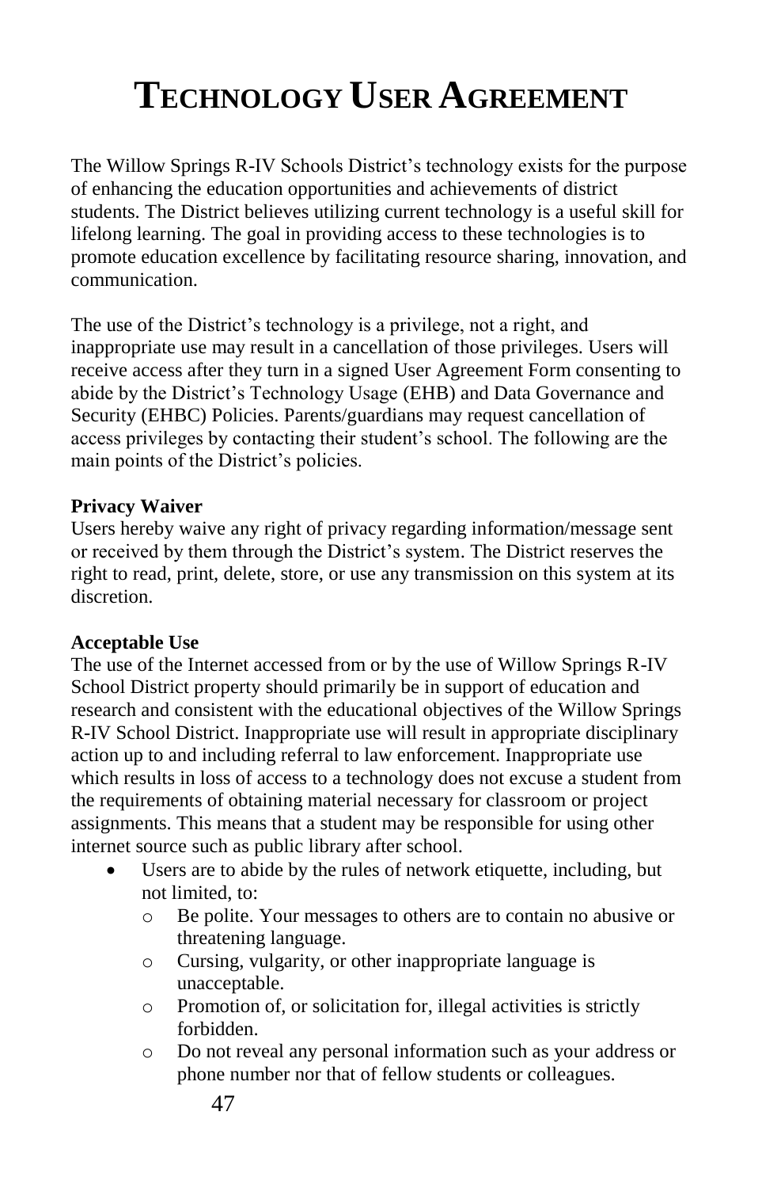# TECHNOLOGY USER AGREEMENT

The Willow Springs R-IV Schools District's technology exists for the purpose of enhancing the education opportunities and achievements of district students. The District believes utilizing current technology is a useful skill for lifelong learning. The goal in providing access to these technologies is to promote education excellence by facilitating resource sharing, innovation, and communication.

The use of the District's technology is a privilege, not a right, and inappropriate use may result in a cancellation of those privileges. Users will receive access after they turn in a signed User Agreement Form consenting to abide by the District's Technology Usage (EHB) and Data Governance and Security (EHBC) Policies. Parents/guardians may request cancellation of access privileges by contacting their student's school. The following are the main points of the District's policies.

**Privacy Waiver**
Users hereby waive any right of privacy regarding information/message sent or received by them through the District's system. The District reserves the right to read, print, delete, store, or use any transmission on this system at its discretion.

**Acceptable Use**
The use of the Internet accessed from or by the use of Willow Springs R-IV School District property should primarily be in support of education and research and consistent with the educational objectives of the Willow Springs R-IV School District. Inappropriate use will result in appropriate disciplinary action up to and including referral to law enforcement. Inappropriate use which results in loss of access to a technology does not excuse a student from the requirements of obtaining material necessary for classroom or project assignments. This means that a student may be responsible for using other internet source such as public library after school.

- Users are to abide by the rules of network etiquette, including, but not limited, to:
  - Be polite. Your messages to others are to contain no abusive or threatening language.
  - Cursing, vulgarity, or other inappropriate language is unacceptable.
  - Promotion of, or solicitation for, illegal activities is strictly forbidden.
  - Do not reveal any personal information such as your address or phone number nor that of fellow students or colleagues.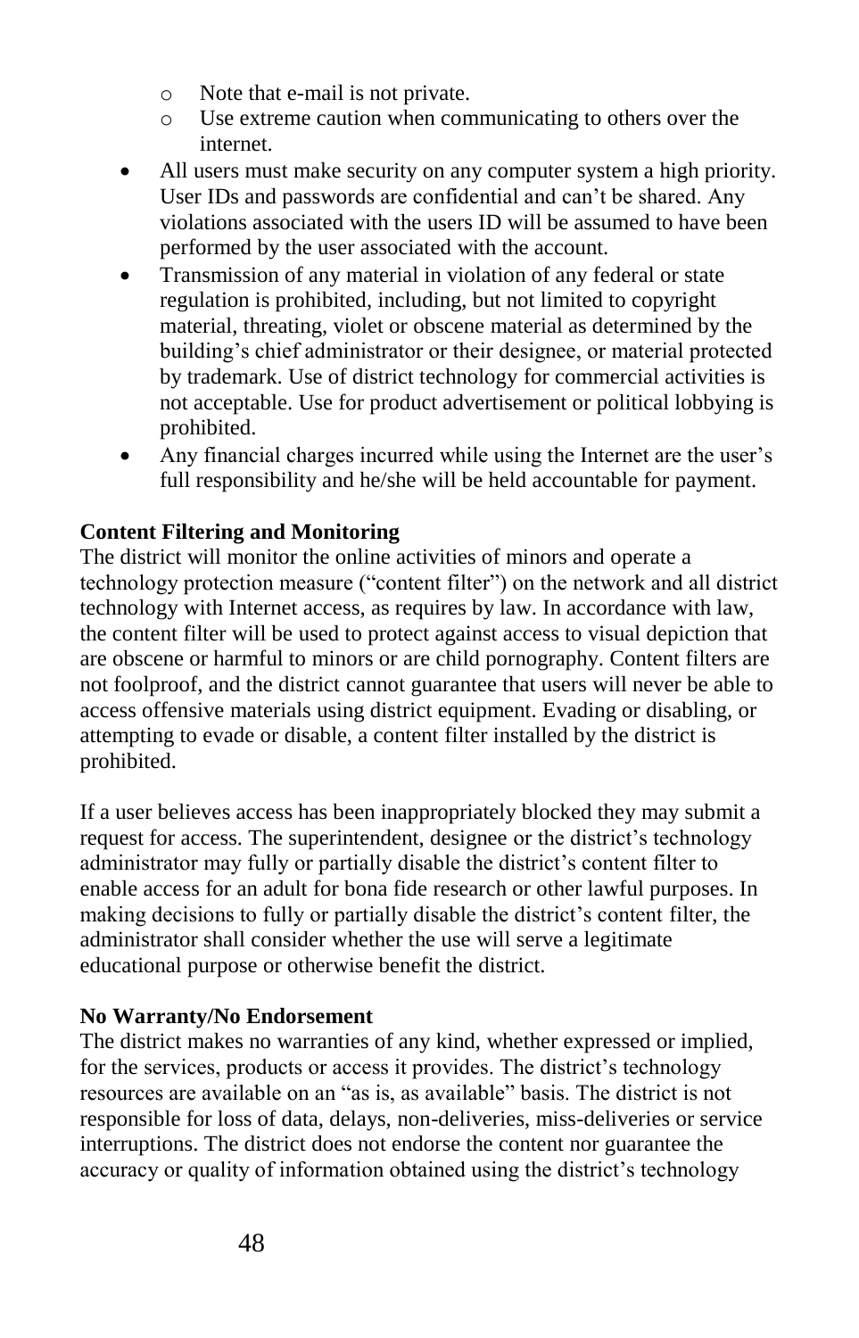- Note that e-mail is not private.
  - Use extreme caution when communicating to others over the internet.
- All users must make security on any computer system a high priority. User IDs and passwords are confidential and can't be shared. Any violations associated with the users ID will be assumed to have been performed by the user associated with the account.
- Transmission of any material in violation of any federal or state regulation is prohibited, including, but not limited to copyright material, threating, violet or obscene material as determined by the building's chief administrator or their designee, or material protected by trademark. Use of district technology for commercial activities is not acceptable. Use for product advertisement or political lobbying is prohibited.
- Any financial charges incurred while using the Internet are the user's full responsibility and he/she will be held accountable for payment.

**Content Filtering and Monitoring**

The district will monitor the online activities of minors and operate a technology protection measure ("content filter") on the network and all district technology with Internet access, as requires by law. In accordance with law, the content filter will be used to protect against access to visual depiction that are obscene or harmful to minors or are child pornography. Content filters are not foolproof, and the district cannot guarantee that users will never be able to access offensive materials using district equipment. Evading or disabling, or attempting to evade or disable, a content filter installed by the district is prohibited.

If a user believes access has been inappropriately blocked they may submit a request for access. The superintendent, designee or the district's technology administrator may fully or partially disable the district's content filter to enable access for an adult for bona fide research or other lawful purposes. In making decisions to fully or partially disable the district's content filter, the administrator shall consider whether the use will serve a legitimate educational purpose or otherwise benefit the district.

**No Warranty/No Endorsement**

The district makes no warranties of any kind, whether expressed or implied, for the services, products or access it provides. The district's technology resources are available on an "as is, as available" basis. The district is not responsible for loss of data, delays, non-deliveries, miss-deliveries or service interruptions. The district does not endorse the content nor guarantee the accuracy or quality of information obtained using the district's technology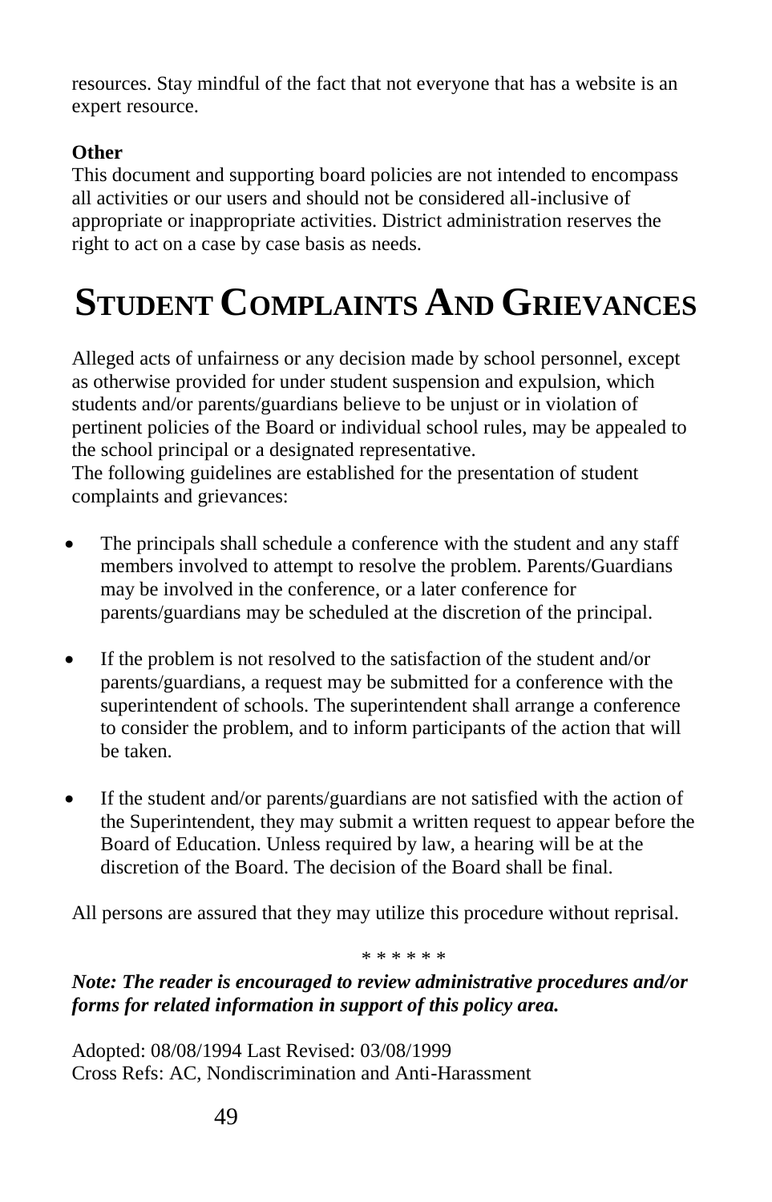resources. Stay mindful of the fact that not everyone that has a website is an expert resource.

**Other**

This document and supporting board policies are not intended to encompass all activities or our users and should not be considered all-inclusive of appropriate or inappropriate activities. District administration reserves the right to act on a case by case basis as needs.

# STUDENT COMPLAINTS AND GRIEVANCES

Alleged acts of unfairness or any decision made by school personnel, except as otherwise provided for under student suspension and expulsion, which students and/or parents/guardians believe to be unjust or in violation of pertinent policies of the Board or individual school rules, may be appealed to the school principal or a designated representative.

The following guidelines are established for the presentation of student complaints and grievances:

- The principals shall schedule a conference with the student and any staff members involved to attempt to resolve the problem. Parents/Guardians may be involved in the conference, or a later conference for parents/guardians may be scheduled at the discretion of the principal.
- If the problem is not resolved to the satisfaction of the student and/or parents/guardians, a request may be submitted for a conference with the superintendent of schools. The superintendent shall arrange a conference to consider the problem, and to inform participants of the action that will be taken.
- If the student and/or parents/guardians are not satisfied with the action of the Superintendent, they may submit a written request to appear before the Board of Education. Unless required by law, a hearing will be at the discretion of the Board. The decision of the Board shall be final.

All persons are assured that they may utilize this procedure without reprisal.

\* \* \* \* \* \*

***Note: The reader is encouraged to review administrative procedures and/or forms for related information in support of this policy area.***

Adopted: 08/08/1994 Last Revised: 03/08/1999
Cross Refs: AC, Nondiscrimination and Anti-Harassment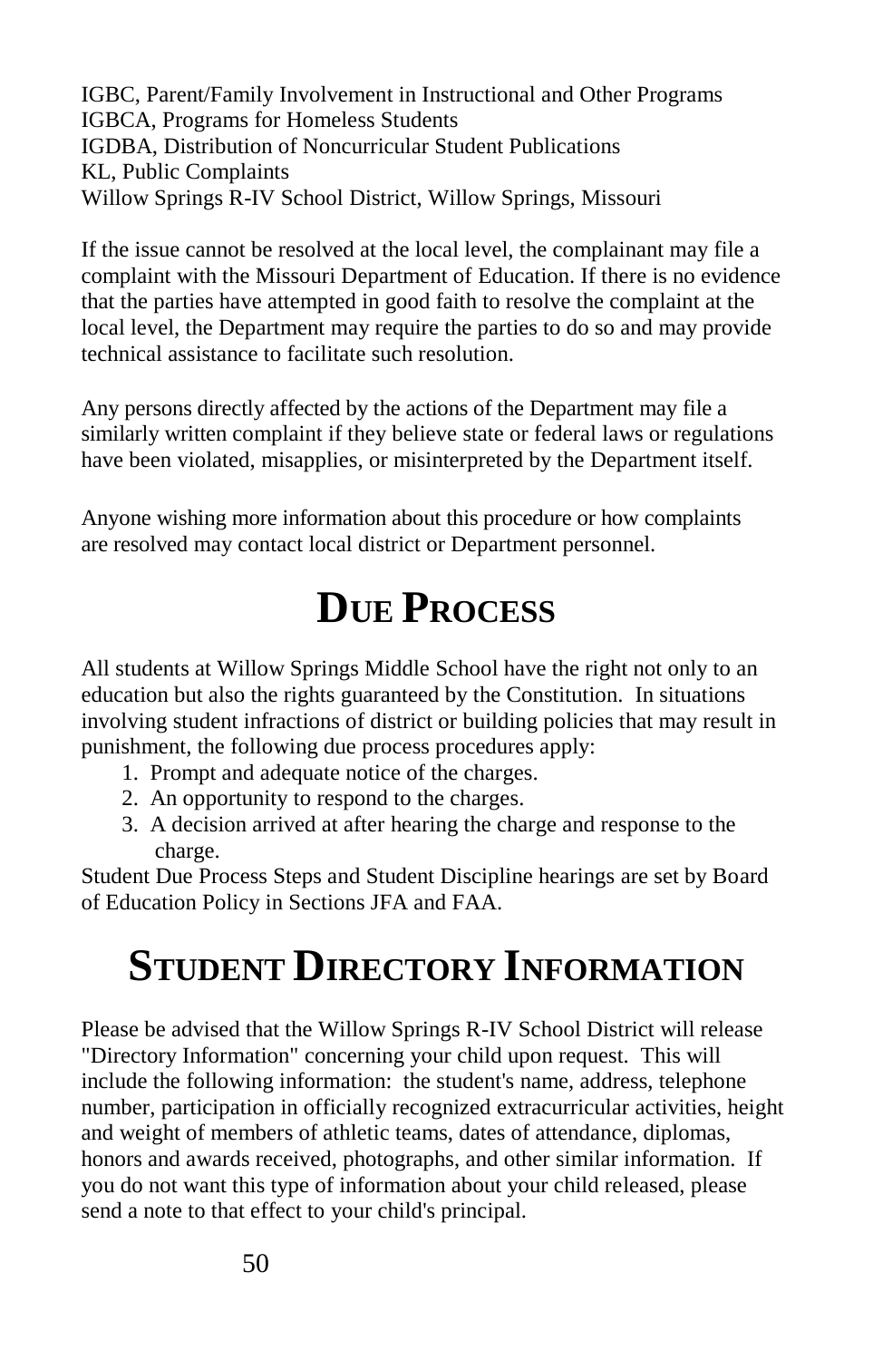IGBC, Parent/Family Involvement in Instructional and Other Programs
IGBCA, Programs for Homeless Students
IGDBA, Distribution of Noncurricular Student Publications
KL, Public Complaints
Willow Springs R-IV School District, Willow Springs, Missouri

If the issue cannot be resolved at the local level, the complainant may file a complaint with the Missouri Department of Education. If there is no evidence that the parties have attempted in good faith to resolve the complaint at the local level, the Department may require the parties to do so and may provide technical assistance to facilitate such resolution.

Any persons directly affected by the actions of the Department may file a similarly written complaint if they believe state or federal laws or regulations have been violated, misapplies, or misinterpreted by the Department itself.

Anyone wishing more information about this procedure or how complaints are resolved may contact local district or Department personnel.

# Due Process

All students at Willow Springs Middle School have the right not only to an education but also the rights guaranteed by the Constitution. In situations involving student infractions of district or building policies that may result in punishment, the following due process procedures apply:

1. Prompt and adequate notice of the charges.
2. An opportunity to respond to the charges.
3. A decision arrived at after hearing the charge and response to the charge.

Student Due Process Steps and Student Discipline hearings are set by Board of Education Policy in Sections JFA and FAA.

# Student Directory Information

Please be advised that the Willow Springs R-IV School District will release "Directory Information" concerning your child upon request. This will include the following information: the student's name, address, telephone number, participation in officially recognized extracurricular activities, height and weight of members of athletic teams, dates of attendance, diplomas, honors and awards received, photographs, and other similar information. If you do not want this type of information about your child released, please send a note to that effect to your child's principal.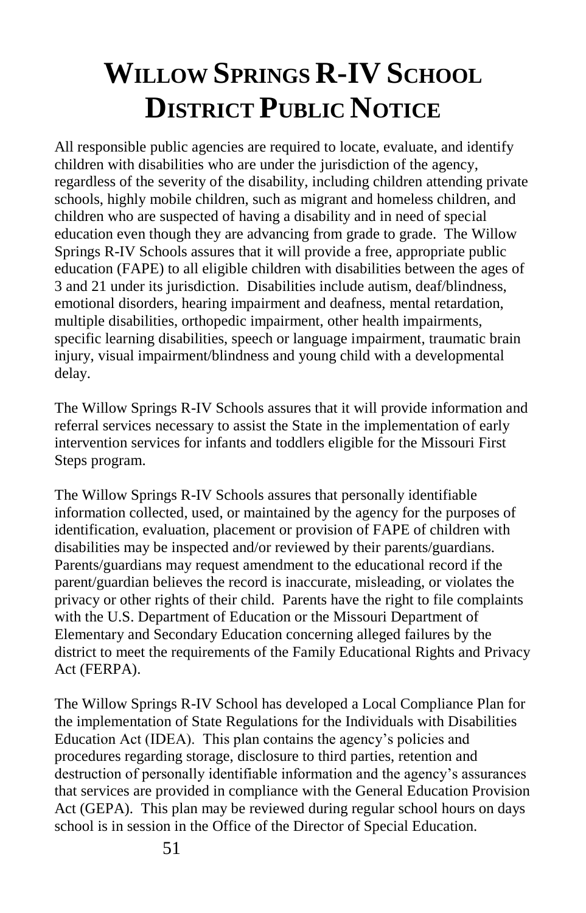# Willow Springs R-IV School District Public Notice

All responsible public agencies are required to locate, evaluate, and identify children with disabilities who are under the jurisdiction of the agency, regardless of the severity of the disability, including children attending private schools, highly mobile children, such as migrant and homeless children, and children who are suspected of having a disability and in need of special education even though they are advancing from grade to grade. The Willow Springs R-IV Schools assures that it will provide a free, appropriate public education (FAPE) to all eligible children with disabilities between the ages of 3 and 21 under its jurisdiction. Disabilities include autism, deaf/blindness, emotional disorders, hearing impairment and deafness, mental retardation, multiple disabilities, orthopedic impairment, other health impairments, specific learning disabilities, speech or language impairment, traumatic brain injury, visual impairment/blindness and young child with a developmental delay.

The Willow Springs R-IV Schools assures that it will provide information and referral services necessary to assist the State in the implementation of early intervention services for infants and toddlers eligible for the Missouri First Steps program.

The Willow Springs R-IV Schools assures that personally identifiable information collected, used, or maintained by the agency for the purposes of identification, evaluation, placement or provision of FAPE of children with disabilities may be inspected and/or reviewed by their parents/guardians. Parents/guardians may request amendment to the educational record if the parent/guardian believes the record is inaccurate, misleading, or violates the privacy or other rights of their child. Parents have the right to file complaints with the U.S. Department of Education or the Missouri Department of Elementary and Secondary Education concerning alleged failures by the district to meet the requirements of the Family Educational Rights and Privacy Act (FERPA).

The Willow Springs R-IV School has developed a Local Compliance Plan for the implementation of State Regulations for the Individuals with Disabilities Education Act (IDEA). This plan contains the agency's policies and procedures regarding storage, disclosure to third parties, retention and destruction of personally identifiable information and the agency's assurances that services are provided in compliance with the General Education Provision Act (GEPA). This plan may be reviewed during regular school hours on days school is in session in the Office of the Director of Special Education.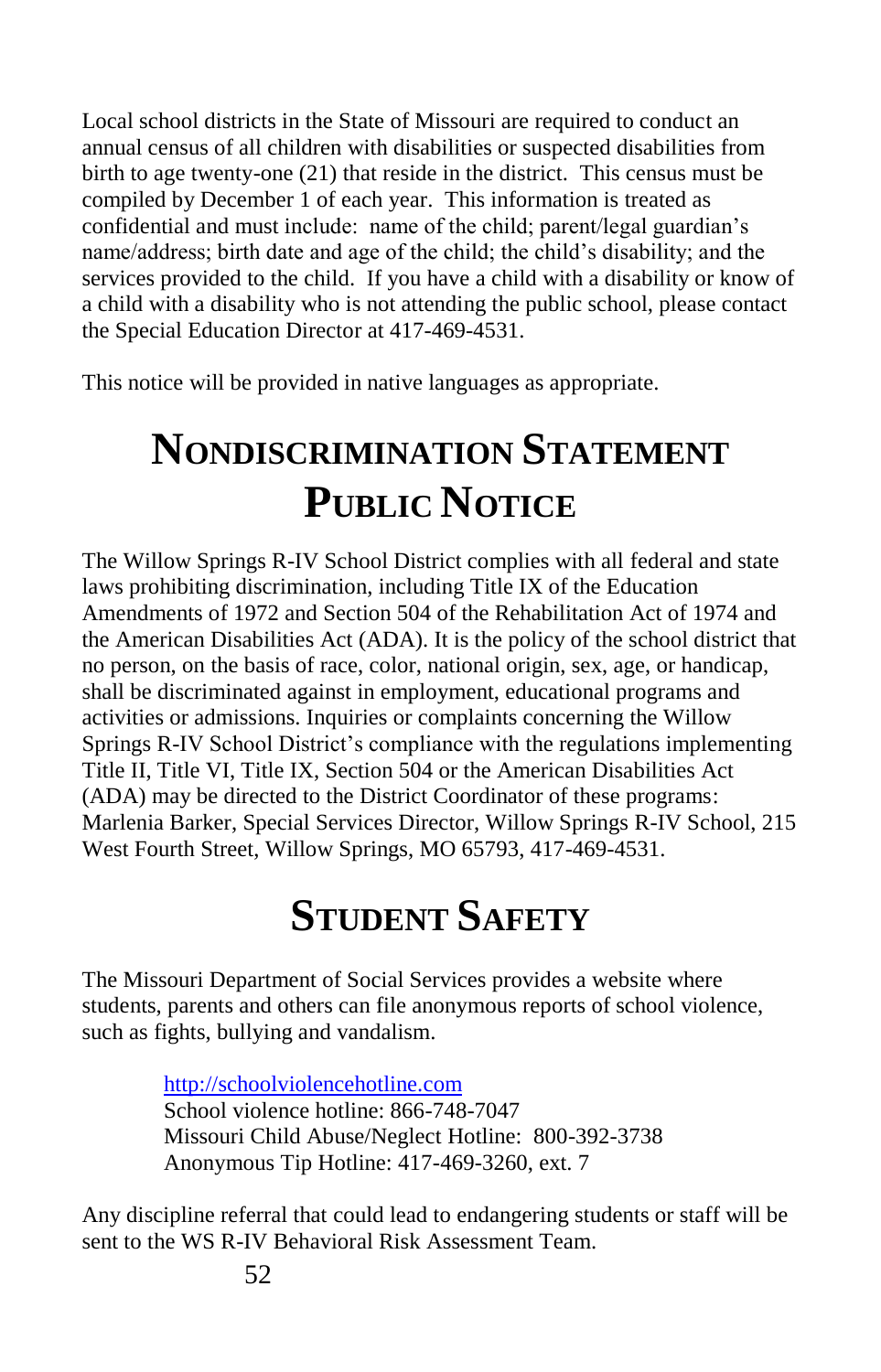Local school districts in the State of Missouri are required to conduct an annual census of all children with disabilities or suspected disabilities from birth to age twenty-one (21) that reside in the district. This census must be compiled by December 1 of each year. This information is treated as confidential and must include: name of the child; parent/legal guardian's name/address; birth date and age of the child; the child's disability; and the services provided to the child. If you have a child with a disability or know of a child with a disability who is not attending the public school, please contact the Special Education Director at 417-469-4531.

This notice will be provided in native languages as appropriate.

# Nondiscrimination Statement Public Notice

The Willow Springs R-IV School District complies with all federal and state laws prohibiting discrimination, including Title IX of the Education Amendments of 1972 and Section 504 of the Rehabilitation Act of 1974 and the American Disabilities Act (ADA). It is the policy of the school district that no person, on the basis of race, color, national origin, sex, age, or handicap, shall be discriminated against in employment, educational programs and activities or admissions. Inquiries or complaints concerning the Willow Springs R-IV School District's compliance with the regulations implementing Title II, Title VI, Title IX, Section 504 or the American Disabilities Act (ADA) may be directed to the District Coordinator of these programs: Marlenia Barker, Special Services Director, Willow Springs R-IV School, 215 West Fourth Street, Willow Springs, MO 65793, 417-469-4531.

# Student Safety

The Missouri Department of Social Services provides a website where students, parents and others can file anonymous reports of school violence, such as fights, bullying and vandalism.

> http://schoolviolencehotline.com
> School violence hotline: 866-748-7047
> Missouri Child Abuse/Neglect Hotline: 800-392-3738
> Anonymous Tip Hotline: 417-469-3260, ext. 7

Any discipline referral that could lead to endangering students or staff will be sent to the WS R-IV Behavioral Risk Assessment Team.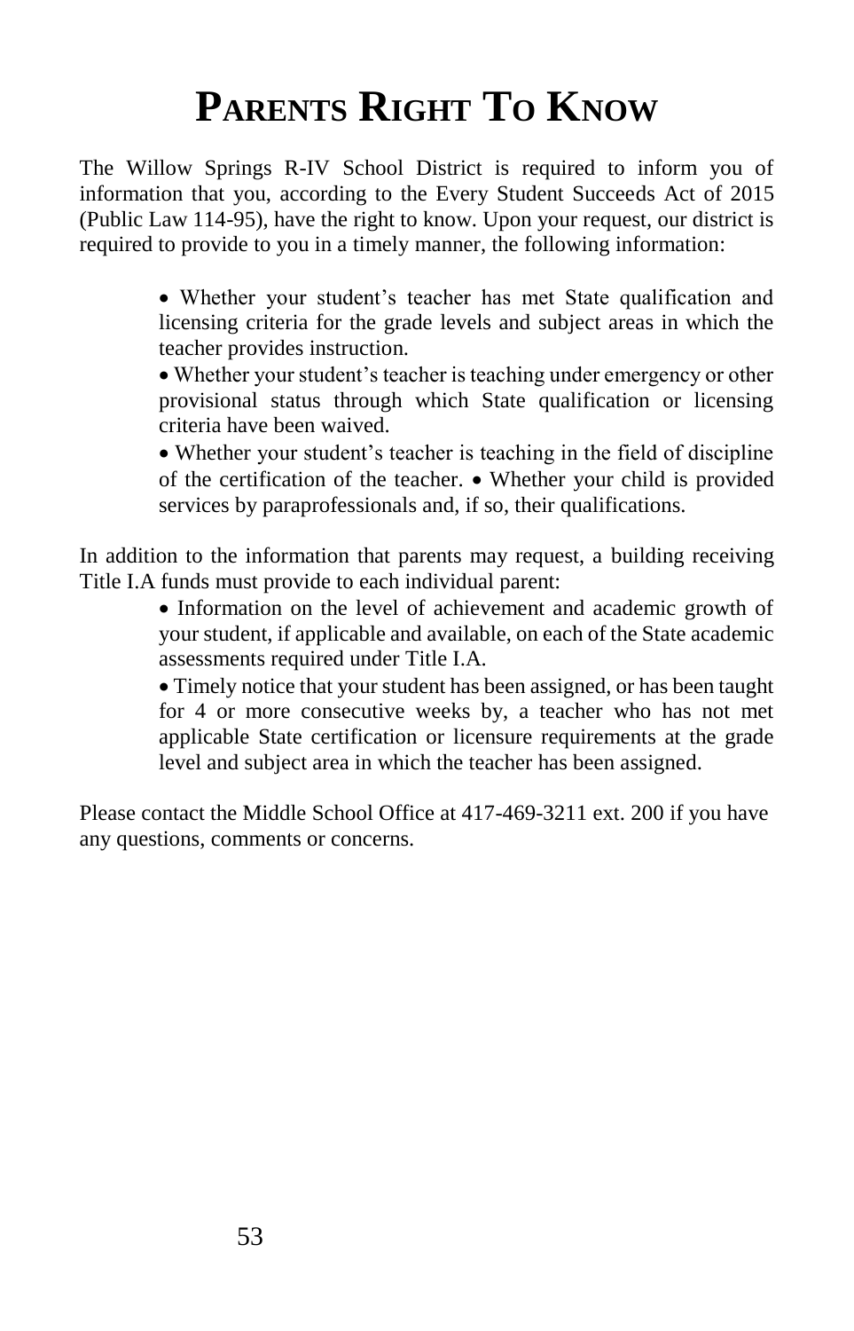# PARENTS RIGHT TO KNOW

The Willow Springs R-IV School District is required to inform you of information that you, according to the Every Student Succeeds Act of 2015 (Public Law 114-95), have the right to know. Upon your request, our district is required to provide to you in a timely manner, the following information:

- Whether your student's teacher has met State qualification and licensing criteria for the grade levels and subject areas in which the teacher provides instruction.
- Whether your student's teacher is teaching under emergency or other provisional status through which State qualification or licensing criteria have been waived.
- Whether your student's teacher is teaching in the field of discipline of the certification of the teacher.
- Whether your child is provided services by paraprofessionals and, if so, their qualifications.

In addition to the information that parents may request, a building receiving Title I.A funds must provide to each individual parent:

- Information on the level of achievement and academic growth of your student, if applicable and available, on each of the State academic assessments required under Title I.A.
- Timely notice that your student has been assigned, or has been taught for 4 or more consecutive weeks by, a teacher who has not met applicable State certification or licensure requirements at the grade level and subject area in which the teacher has been assigned.

Please contact the Middle School Office at 417-469-3211 ext. 200 if you have any questions, comments or concerns.